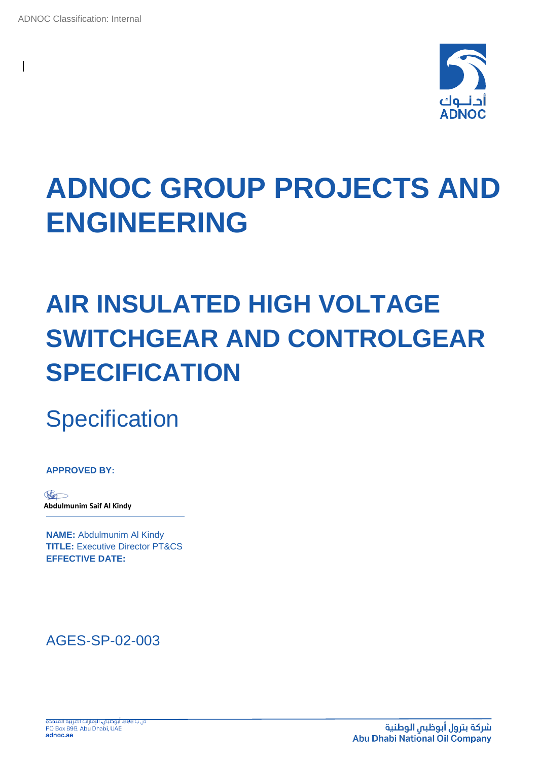ADNOC Classification: Internal

# ADNOC GROUP PROJECTS AND ENGINEERING

# AIR INSULATED HIGH VOLTAGE SWITCHGEAR AND CONTROLGEAR SPECIFICATION

## Specification

**APPROVED BY:**

**Abdulmunim Saif Al Kindy**

**NAME:** Abdulmunim Al Kindy
**TITLE:** Executive Director PT&CS
**EFFECTIVE DATE:**

AGES-SP-02-003

ص ب 898، أبوظبي، الامارات العربية المتحدة
PO Box 898, Abu Dhabi, UAE
adnoc.ae

شركة بترول أبوظبي الوطنية
Abu Dhabi National Oil Company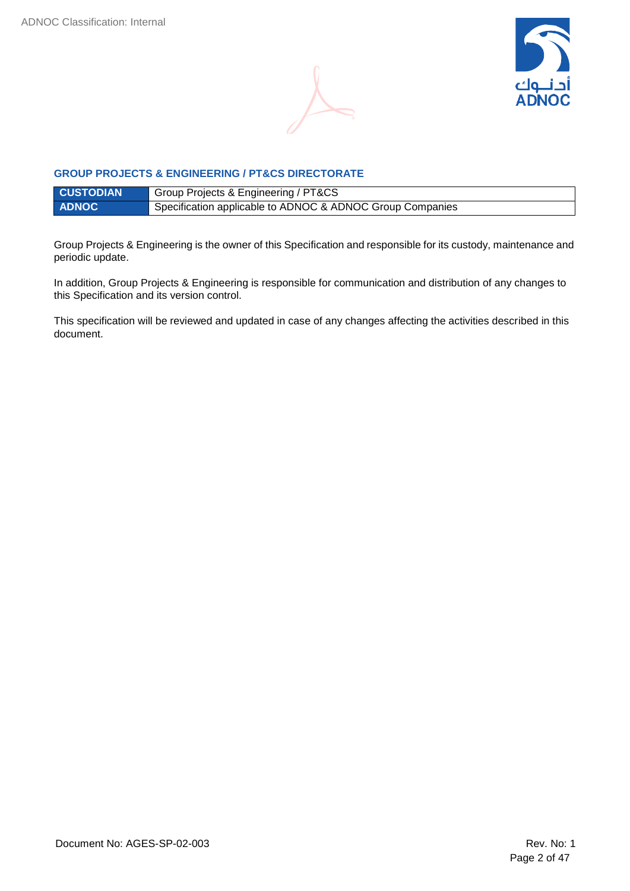## GROUP PROJECTS & ENGINEERING / PT&CS DIRECTORATE

| CUSTODIAN | Group Projects & Engineering / PT&CS |
|---|---|
| ADNOC | Specification applicable to ADNOC & ADNOC Group Companies |

Group Projects & Engineering is the owner of this Specification and responsible for its custody, maintenance and periodic update.

In addition, Group Projects & Engineering is responsible for communication and distribution of any changes to this Specification and its version control.

This specification will be reviewed and updated in case of any changes affecting the activities described in this document.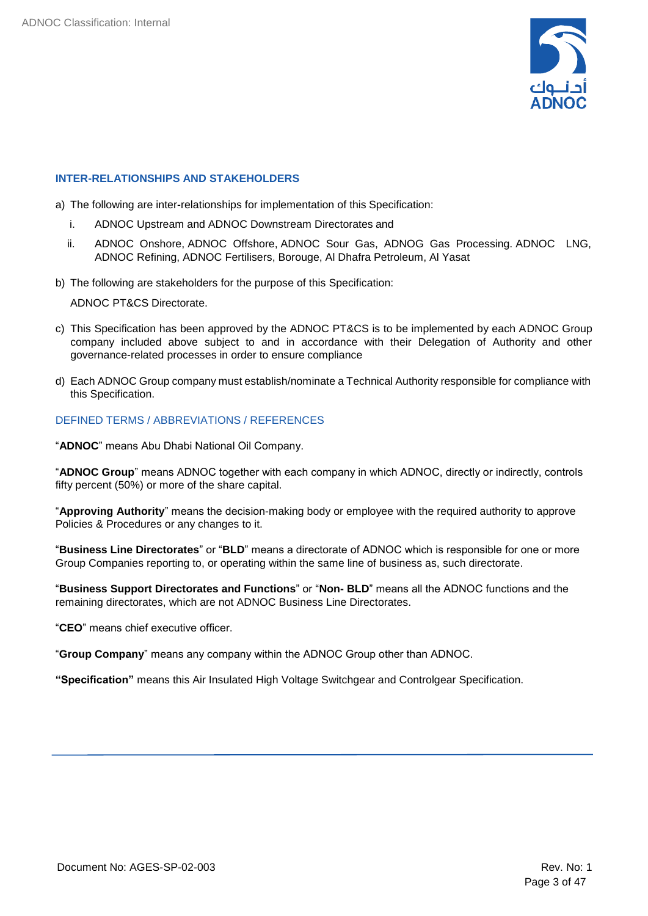## INTER-RELATIONSHIPS AND STAKEHOLDERS

a) The following are inter-relationships for implementation of this Specification:

   i. ADNOC Upstream and ADNOC Downstream Directorates and

   ii. ADNOC Onshore, ADNOC Offshore, ADNOC Sour Gas, ADNOG Gas Processing. ADNOC LNG, ADNOC Refining, ADNOC Fertilisers, Borouge, Al Dhafra Petroleum, Al Yasat

b) The following are stakeholders for the purpose of this Specification:

   ADNOC PT&CS Directorate.

c) This Specification has been approved by the ADNOC PT&CS is to be implemented by each ADNOC Group company included above subject to and in accordance with their Delegation of Authority and other governance-related processes in order to ensure compliance

d) Each ADNOC Group company must establish/nominate a Technical Authority responsible for compliance with this Specification.

## DEFINED TERMS / ABBREVIATIONS / REFERENCES

"**ADNOC**" means Abu Dhabi National Oil Company.

"**ADNOC Group**" means ADNOC together with each company in which ADNOC, directly or indirectly, controls fifty percent (50%) or more of the share capital.

"**Approving Authority**" means the decision-making body or employee with the required authority to approve Policies & Procedures or any changes to it.

"**Business Line Directorates**" or "**BLD**" means a directorate of ADNOC which is responsible for one or more Group Companies reporting to, or operating within the same line of business as, such directorate.

"**Business Support Directorates and Functions**" or "**Non- BLD**" means all the ADNOC functions and the remaining directorates, which are not ADNOC Business Line Directorates.

"**CEO**" means chief executive officer.

"**Group Company**" means any company within the ADNOC Group other than ADNOC.

**"Specification"** means this Air Insulated High Voltage Switchgear and Controlgear Specification.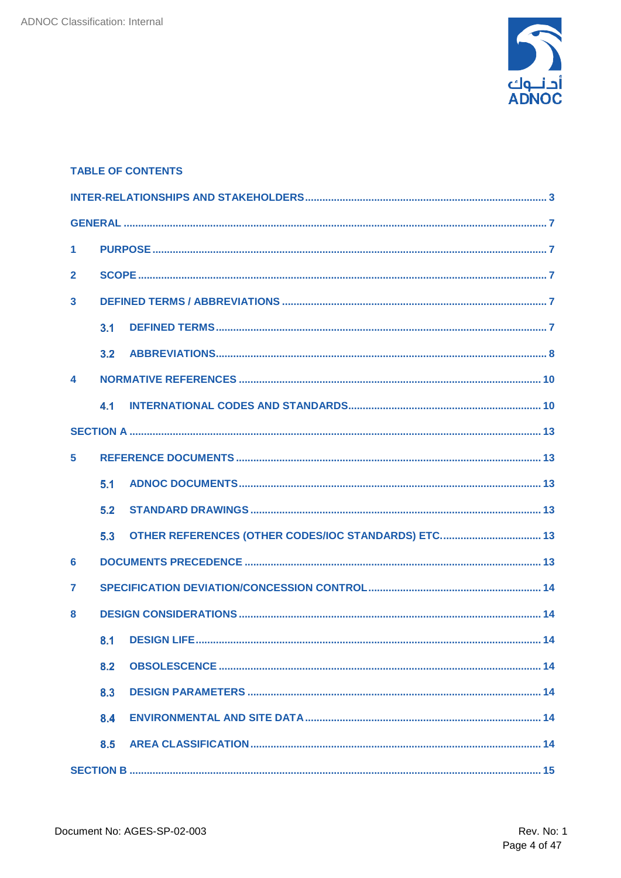**TABLE OF CONTENTS**

INTER-RELATIONSHIPS AND STAKEHOLDERS ..... 3

GENERAL ..... 7

1 PURPOSE ..... 7

2 SCOPE ..... 7

3 DEFINED TERMS / ABBREVIATIONS ..... 7

- 3.1 DEFINED TERMS ..... 7
- 3.2 ABBREVIATIONS ..... 8

4 NORMATIVE REFERENCES ..... 10

- 4.1 INTERNATIONAL CODES AND STANDARDS ..... 10

SECTION A ..... 13

5 REFERENCE DOCUMENTS ..... 13

- 5.1 ADNOC DOCUMENTS ..... 13
- 5.2 STANDARD DRAWINGS ..... 13
- 5.3 OTHER REFERENCES (OTHER CODES/IOC STANDARDS) ETC. ..... 13

6 DOCUMENTS PRECEDENCE ..... 13

7 SPECIFICATION DEVIATION/CONCESSION CONTROL ..... 14

8 DESIGN CONSIDERATIONS ..... 14

- 8.1 DESIGN LIFE ..... 14
- 8.2 OBSOLESCENCE ..... 14
- 8.3 DESIGN PARAMETERS ..... 14
- 8.4 ENVIRONMENTAL AND SITE DATA ..... 14
- 8.5 AREA CLASSIFICATION ..... 14

SECTION B ..... 15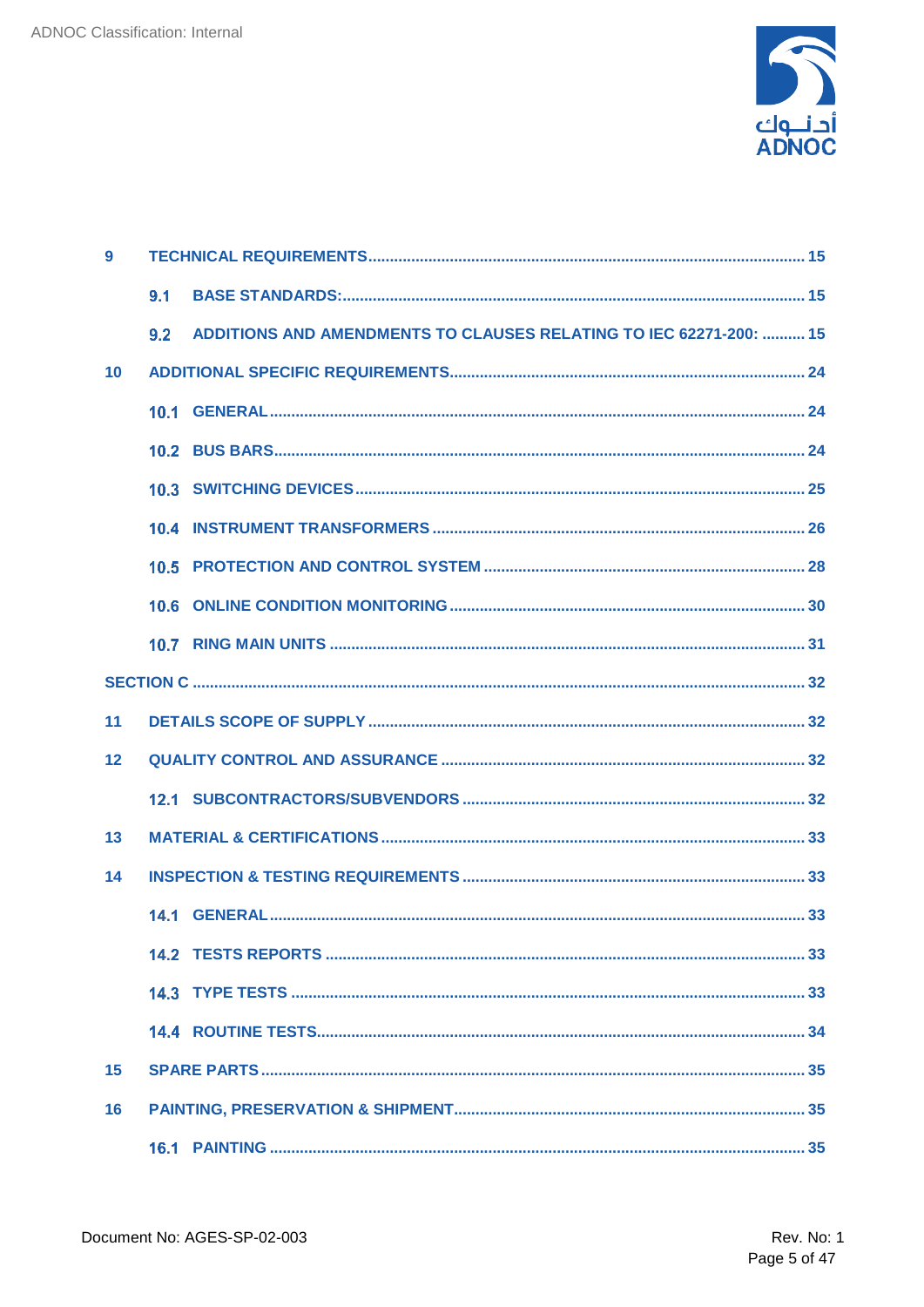9 TECHNICAL REQUIREMENTS ..... 15

- 9.1 BASE STANDARDS: ..... 15
- 9.2 ADDITIONS AND AMENDMENTS TO CLAUSES RELATING TO IEC 62271-200: ..... 15

10 ADDITIONAL SPECIFIC REQUIREMENTS ..... 24

- 10.1 GENERAL ..... 24
- 10.2 BUS BARS ..... 24
- 10.3 SWITCHING DEVICES ..... 25
- 10.4 INSTRUMENT TRANSFORMERS ..... 26
- 10.5 PROTECTION AND CONTROL SYSTEM ..... 28
- 10.6 ONLINE CONDITION MONITORING ..... 30
- 10.7 RING MAIN UNITS ..... 31

SECTION C ..... 32

11 DETAILS SCOPE OF SUPPLY ..... 32

12 QUALITY CONTROL AND ASSURANCE ..... 32

- 12.1 SUBCONTRACTORS/SUBVENDORS ..... 32

13 MATERIAL & CERTIFICATIONS ..... 33

14 INSPECTION & TESTING REQUIREMENTS ..... 33

- 14.1 GENERAL ..... 33
- 14.2 TESTS REPORTS ..... 33
- 14.3 TYPE TESTS ..... 33
- 14.4 ROUTINE TESTS ..... 34

15 SPARE PARTS ..... 35

16 PAINTING, PRESERVATION & SHIPMENT ..... 35

- 16.1 PAINTING ..... 35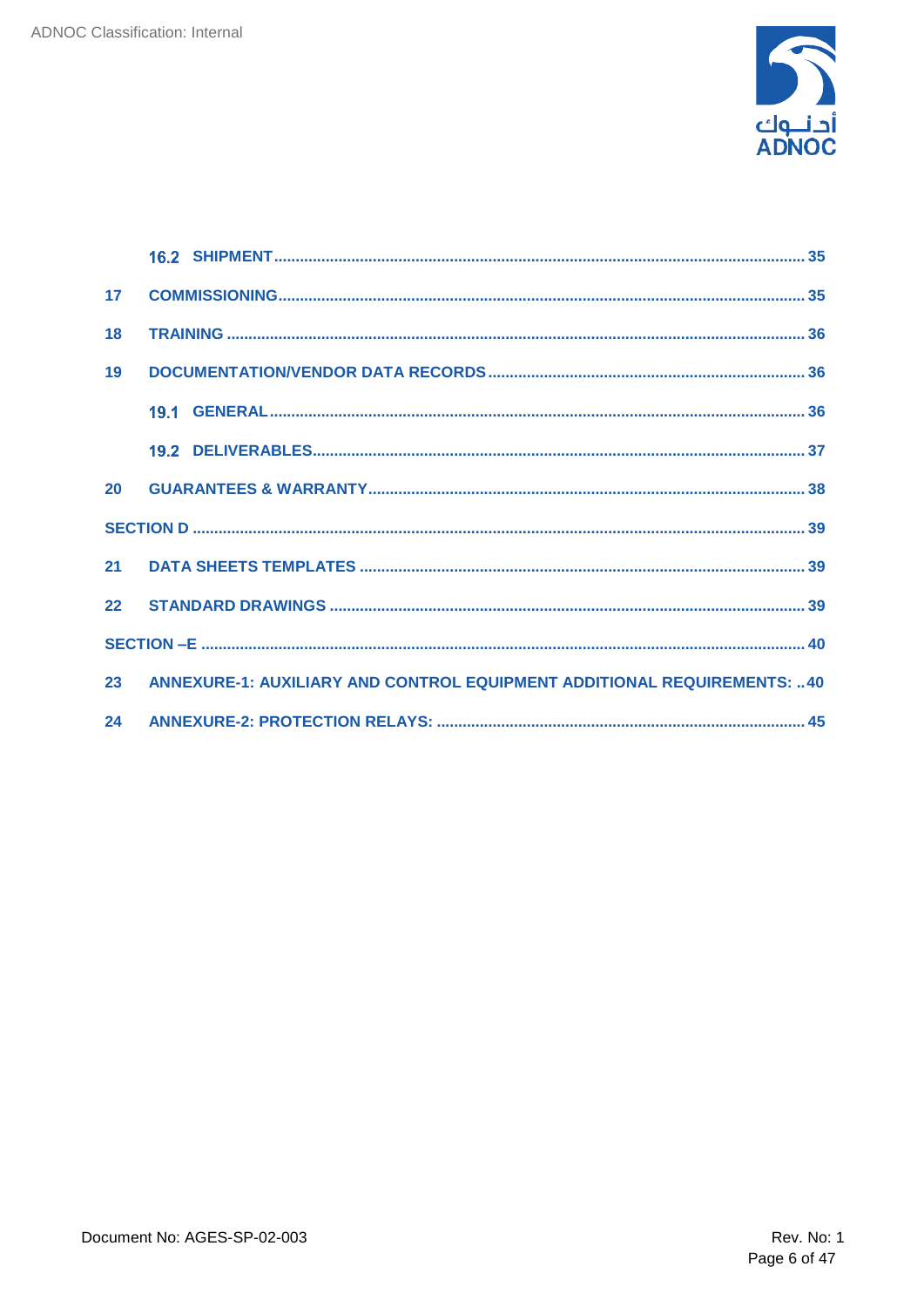16.2 SHIPMENT ........................................................................................................................ 35

17 COMMISSIONING........................................................................................................................ 35

18 TRAINING .................................................................................................................................... 36

19 DOCUMENTATION/VENDOR DATA RECORDS ........................................................................ 36

19.1 GENERAL........................................................................................................................... 36

19.2 DELIVERABLES................................................................................................................. 37

20 GUARANTEES & WARRANTY.................................................................................................... 38

SECTION D ........................................................................................................................................... 39

21 DATA SHEETS TEMPLATES ...................................................................................................... 39

22 STANDARD DRAWINGS ............................................................................................................. 39

SECTION –E ......................................................................................................................................... 40

23 ANNEXURE-1: AUXILIARY AND CONTROL EQUIPMENT ADDITIONAL REQUIREMENTS: .. 40

24 ANNEXURE-2: PROTECTION RELAYS: .................................................................................... 45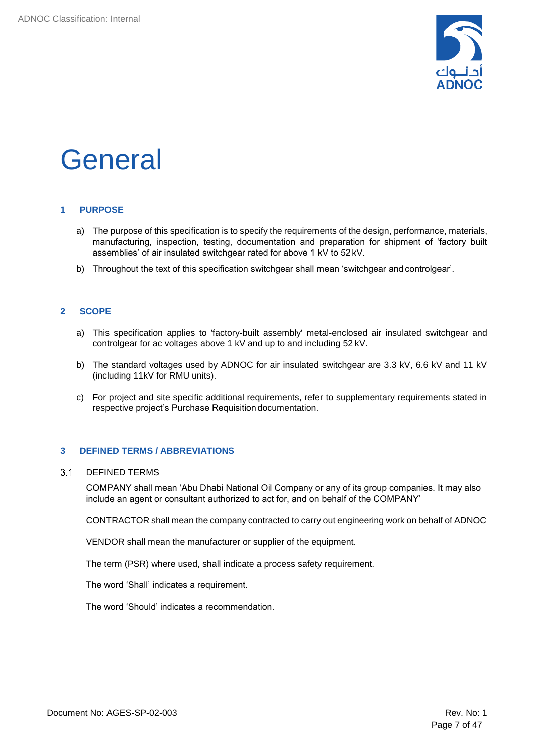# General

## 1 PURPOSE

a) The purpose of this specification is to specify the requirements of the design, performance, materials, manufacturing, inspection, testing, documentation and preparation for shipment of 'factory built assemblies' of air insulated switchgear rated for above 1 kV to 52 kV.

b) Throughout the text of this specification switchgear shall mean 'switchgear and controlgear'.

## 2 SCOPE

a) This specification applies to 'factory-built assembly' metal-enclosed air insulated switchgear and controlgear for ac voltages above 1 kV and up to and including 52 kV.

b) The standard voltages used by ADNOC for air insulated switchgear are 3.3 kV, 6.6 kV and 11 kV (including 11kV for RMU units).

c) For project and site specific additional requirements, refer to supplementary requirements stated in respective project's Purchase Requisition documentation.

## 3 DEFINED TERMS / ABBREVIATIONS

### 3.1 DEFINED TERMS

COMPANY shall mean 'Abu Dhabi National Oil Company or any of its group companies. It may also include an agent or consultant authorized to act for, and on behalf of the COMPANY'

CONTRACTOR shall mean the company contracted to carry out engineering work on behalf of ADNOC

VENDOR shall mean the manufacturer or supplier of the equipment.

The term (PSR) where used, shall indicate a process safety requirement.

The word 'Shall' indicates a requirement.

The word 'Should' indicates a recommendation.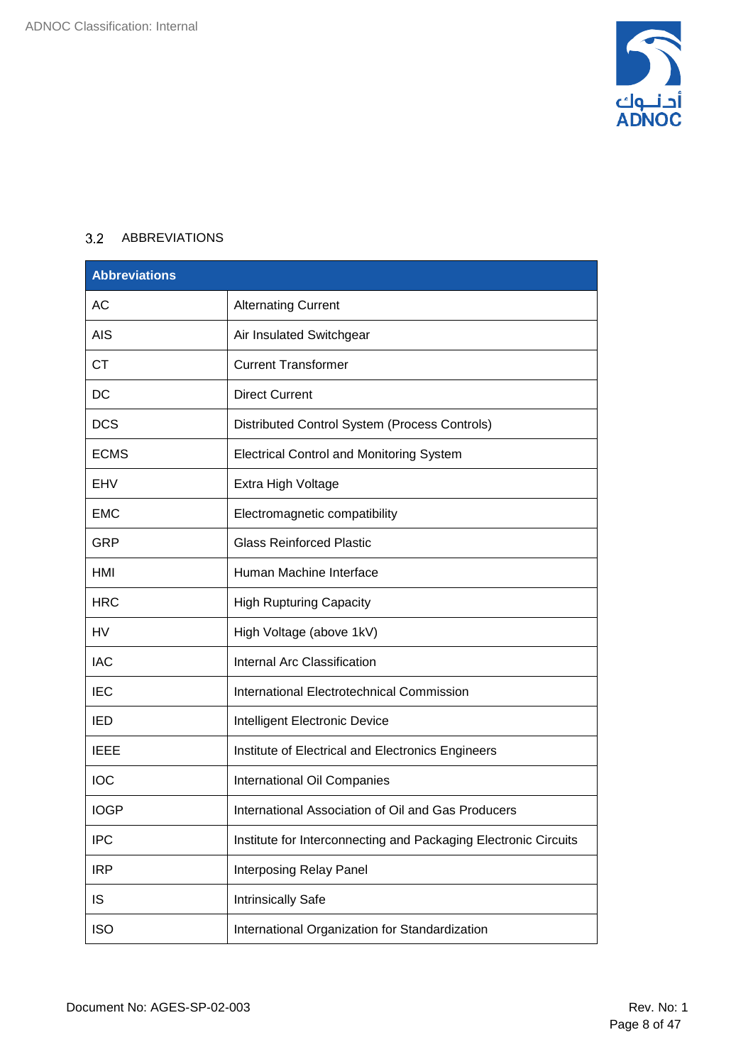### 3.2 ABBREVIATIONS

| Abbreviations | |
|---|---|
| AC | Alternating Current |
| AIS | Air Insulated Switchgear |
| CT | Current Transformer |
| DC | Direct Current |
| DCS | Distributed Control System (Process Controls) |
| ECMS | Electrical Control and Monitoring System |
| EHV | Extra High Voltage |
| EMC | Electromagnetic compatibility |
| GRP | Glass Reinforced Plastic |
| HMI | Human Machine Interface |
| HRC | High Rupturing Capacity |
| HV | High Voltage (above 1kV) |
| IAC | Internal Arc Classification |
| IEC | International Electrotechnical Commission |
| IED | Intelligent Electronic Device |
| IEEE | Institute of Electrical and Electronics Engineers |
| IOC | International Oil Companies |
| IOGP | International Association of Oil and Gas Producers |
| IPC | Institute for Interconnecting and Packaging Electronic Circuits |
| IRP | Interposing Relay Panel |
| IS | Intrinsically Safe |
| ISO | International Organization for Standardization |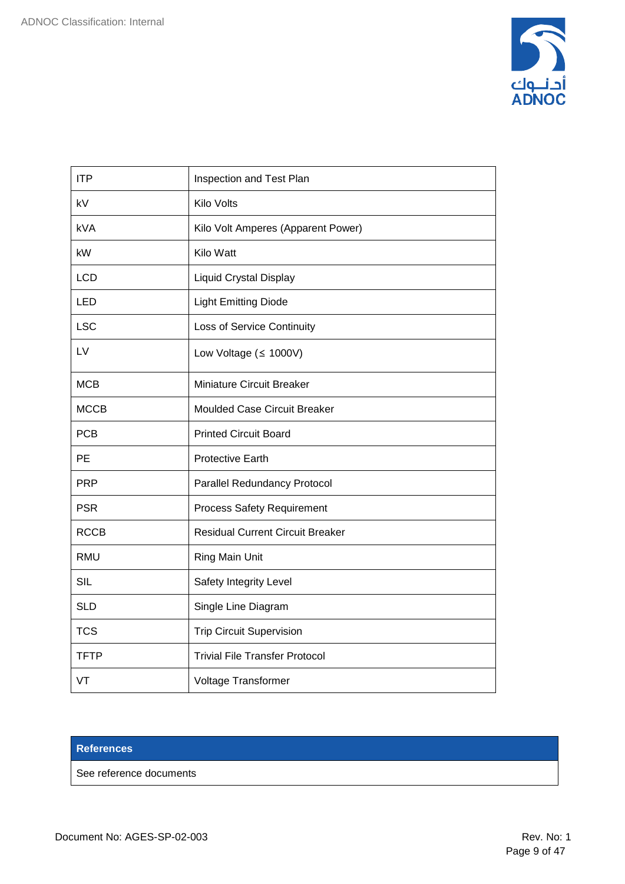| | |
|---|---|
| ITP | Inspection and Test Plan |
| kV | Kilo Volts |
| kVA | Kilo Volt Amperes (Apparent Power) |
| kW | Kilo Watt |
| LCD | Liquid Crystal Display |
| LED | Light Emitting Diode |
| LSC | Loss of Service Continuity |
| LV | Low Voltage (≤ 1000V) |
| MCB | Miniature Circuit Breaker |
| MCCB | Moulded Case Circuit Breaker |
| PCB | Printed Circuit Board |
| PE | Protective Earth |
| PRP | Parallel Redundancy Protocol |
| PSR | Process Safety Requirement |
| RCCB | Residual Current Circuit Breaker |
| RMU | Ring Main Unit |
| SIL | Safety Integrity Level |
| SLD | Single Line Diagram |
| TCS | Trip Circuit Supervision |
| TFTP | Trivial File Transfer Protocol |
| VT | Voltage Transformer |

| **References** |
|---|
| See reference documents |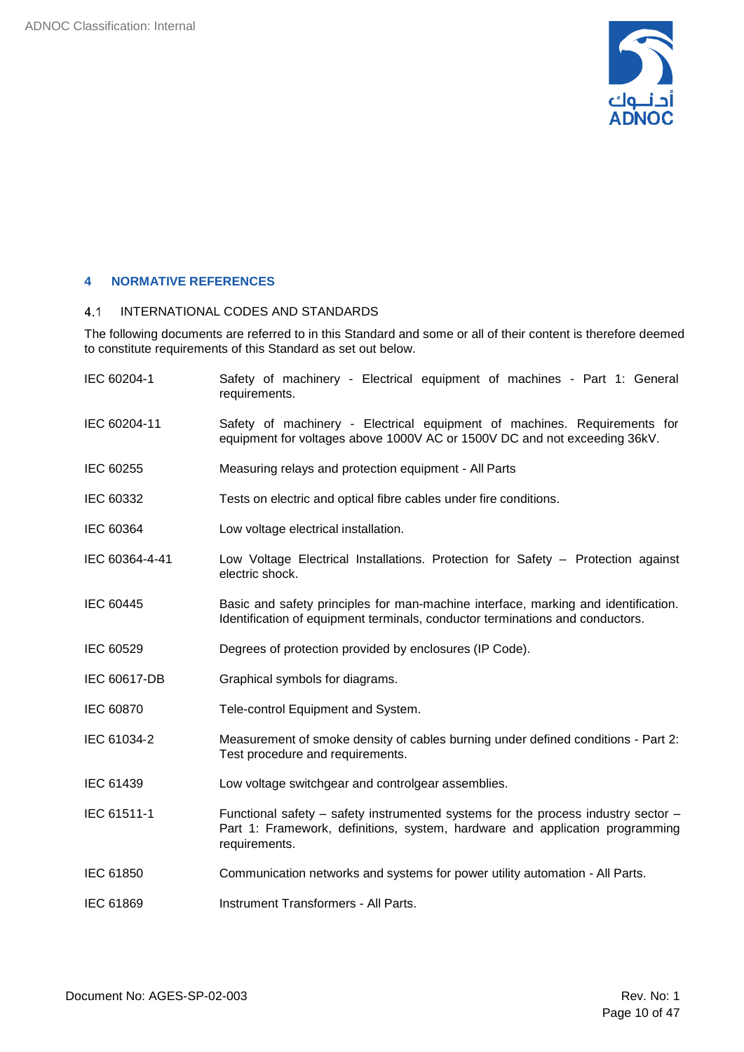## 4 NORMATIVE REFERENCES

### 4.1 INTERNATIONAL CODES AND STANDARDS

The following documents are referred to in this Standard and some or all of their content is therefore deemed to constitute requirements of this Standard as set out below.

| | |
|---|---|
| IEC 60204-1 | Safety of machinery - Electrical equipment of machines - Part 1: General requirements. |
| IEC 60204-11 | Safety of machinery - Electrical equipment of machines. Requirements for equipment for voltages above 1000V AC or 1500V DC and not exceeding 36kV. |
| IEC 60255 | Measuring relays and protection equipment - All Parts |
| IEC 60332 | Tests on electric and optical fibre cables under fire conditions. |
| IEC 60364 | Low voltage electrical installation. |
| IEC 60364-4-41 | Low Voltage Electrical Installations. Protection for Safety – Protection against electric shock. |
| IEC 60445 | Basic and safety principles for man-machine interface, marking and identification. Identification of equipment terminals, conductor terminations and conductors. |
| IEC 60529 | Degrees of protection provided by enclosures (IP Code). |
| IEC 60617-DB | Graphical symbols for diagrams. |
| IEC 60870 | Tele-control Equipment and System. |
| IEC 61034-2 | Measurement of smoke density of cables burning under defined conditions - Part 2: Test procedure and requirements. |
| IEC 61439 | Low voltage switchgear and controlgear assemblies. |
| IEC 61511-1 | Functional safety – safety instrumented systems for the process industry sector – Part 1: Framework, definitions, system, hardware and application programming requirements. |
| IEC 61850 | Communication networks and systems for power utility automation - All Parts. |
| IEC 61869 | Instrument Transformers - All Parts. |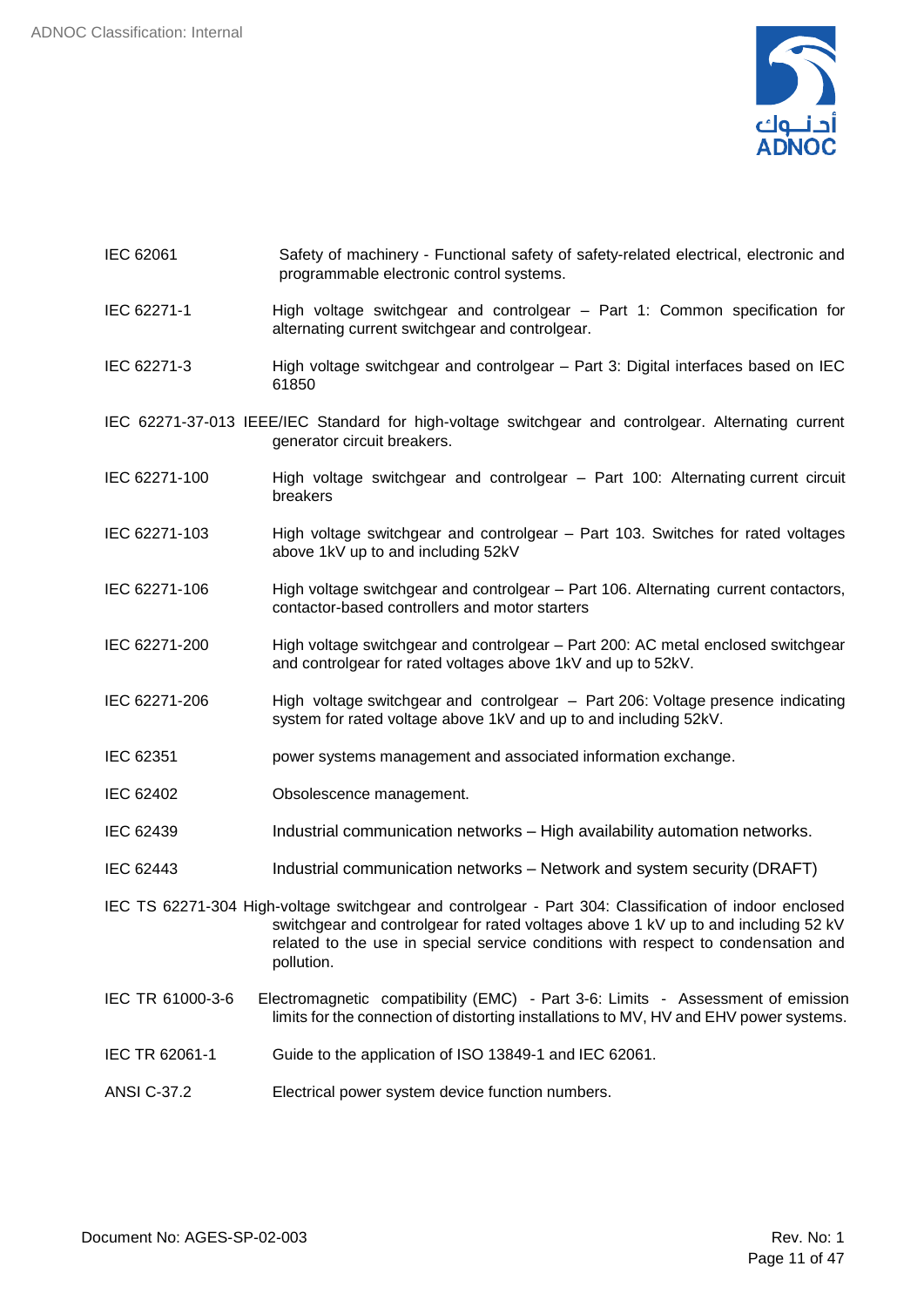| | |
|---|---|
| IEC 62061 | Safety of machinery - Functional safety of safety-related electrical, electronic and programmable electronic control systems. |
| IEC 62271-1 | High voltage switchgear and controlgear – Part 1: Common specification for alternating current switchgear and controlgear. |
| IEC 62271-3 | High voltage switchgear and controlgear – Part 3: Digital interfaces based on IEC 61850 |
| IEC 62271-37-013 | IEEE/IEC Standard for high-voltage switchgear and controlgear. Alternating current generator circuit breakers. |
| IEC 62271-100 | High voltage switchgear and controlgear – Part 100: Alternating current circuit breakers |
| IEC 62271-103 | High voltage switchgear and controlgear – Part 103. Switches for rated voltages above 1kV up to and including 52kV |
| IEC 62271-106 | High voltage switchgear and controlgear – Part 106. Alternating current contactors, contactor-based controllers and motor starters |
| IEC 62271-200 | High voltage switchgear and controlgear – Part 200: AC metal enclosed switchgear and controlgear for rated voltages above 1kV and up to 52kV. |
| IEC 62271-206 | High voltage switchgear and controlgear – Part 206: Voltage presence indicating system for rated voltage above 1kV and up to and including 52kV. |
| IEC 62351 | power systems management and associated information exchange. |
| IEC 62402 | Obsolescence management. |
| IEC 62439 | Industrial communication networks – High availability automation networks. |
| IEC 62443 | Industrial communication networks – Network and system security (DRAFT) |
| IEC TS 62271-304 | High-voltage switchgear and controlgear - Part 304: Classification of indoor enclosed switchgear and controlgear for rated voltages above 1 kV up to and including 52 kV related to the use in special service conditions with respect to condensation and pollution. |
| IEC TR 61000-3-6 | Electromagnetic compatibility (EMC) - Part 3-6: Limits - Assessment of emission limits for the connection of distorting installations to MV, HV and EHV power systems. |
| IEC TR 62061-1 | Guide to the application of ISO 13849-1 and IEC 62061. |
| ANSI C-37.2 | Electrical power system device function numbers. |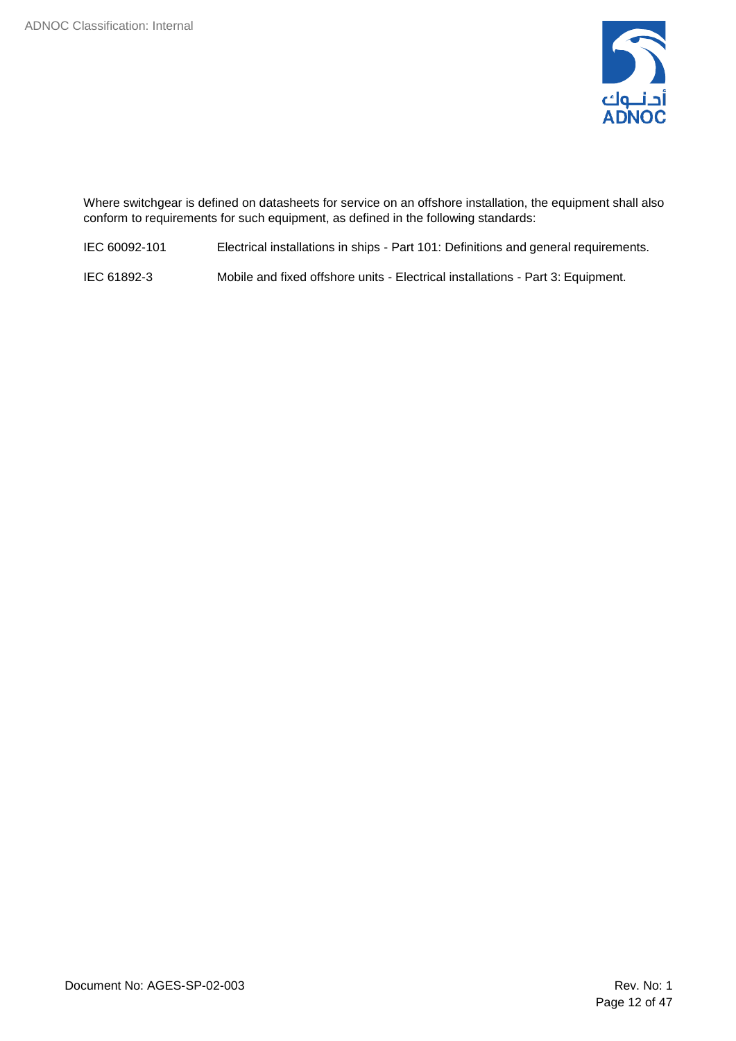Where switchgear is defined on datasheets for service on an offshore installation, the equipment shall also conform to requirements for such equipment, as defined in the following standards:

| | |
|---|---|
| IEC 60092-101 | Electrical installations in ships - Part 101: Definitions and general requirements. |
| IEC 61892-3 | Mobile and fixed offshore units - Electrical installations - Part 3: Equipment. |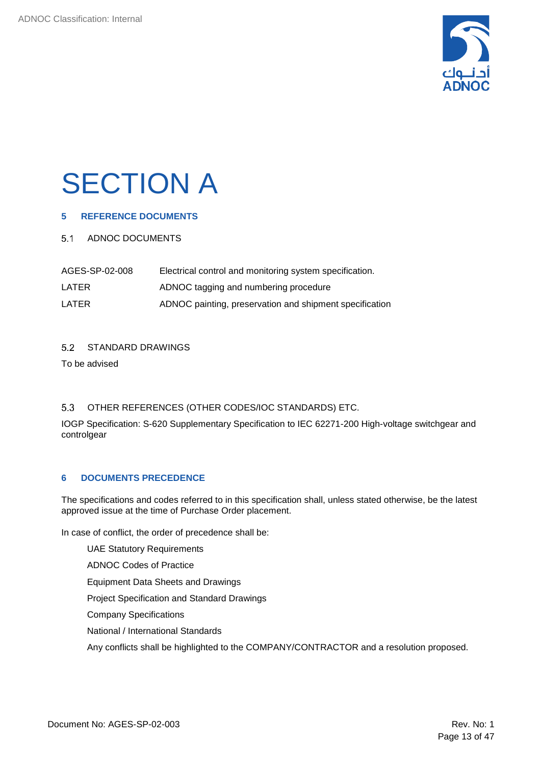# SECTION A

## 5 REFERENCE DOCUMENTS

### 5.1 ADNOC DOCUMENTS

| | |
|---|---|
| AGES-SP-02-008 | Electrical control and monitoring system specification. |
| LATER | ADNOC tagging and numbering procedure |
| LATER | ADNOC painting, preservation and shipment specification |

### 5.2 STANDARD DRAWINGS

To be advised

### 5.3 OTHER REFERENCES (OTHER CODES/IOC STANDARDS) ETC.

IOGP Specification: S-620 Supplementary Specification to IEC 62271-200 High-voltage switchgear and controlgear

## 6 DOCUMENTS PRECEDENCE

The specifications and codes referred to in this specification shall, unless stated otherwise, be the latest approved issue at the time of Purchase Order placement.

In case of conflict, the order of precedence shall be:

UAE Statutory Requirements

ADNOC Codes of Practice

Equipment Data Sheets and Drawings

Project Specification and Standard Drawings

Company Specifications

National / International Standards

Any conflicts shall be highlighted to the COMPANY/CONTRACTOR and a resolution proposed.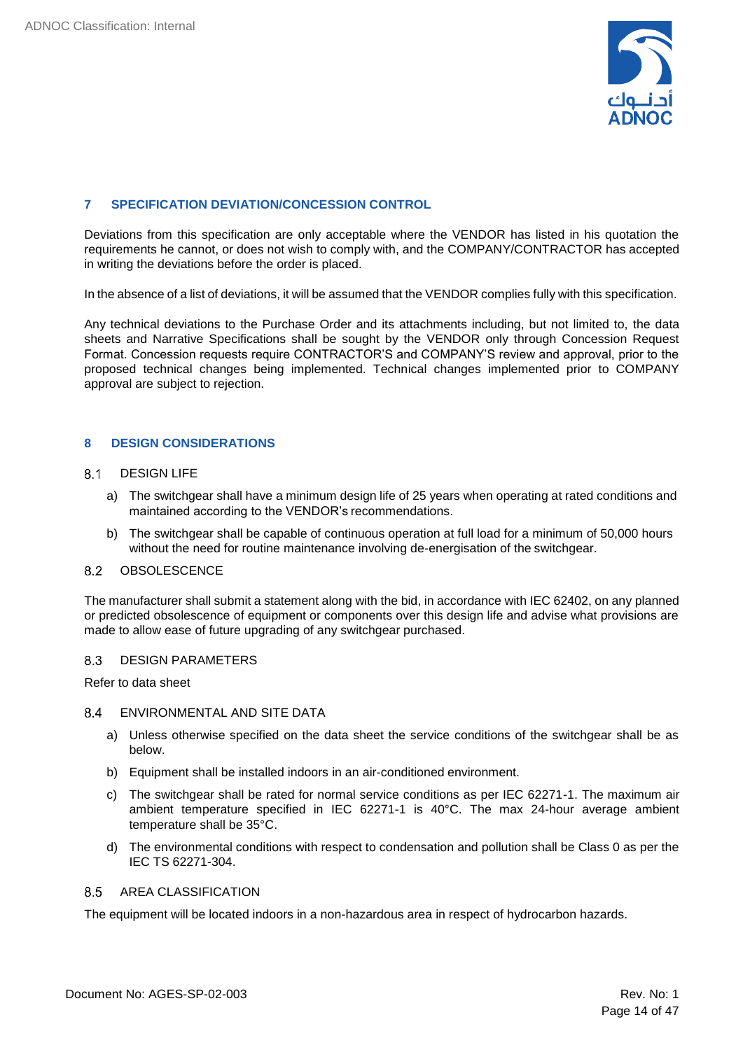## 7 SPECIFICATION DEVIATION/CONCESSION CONTROL

Deviations from this specification are only acceptable where the VENDOR has listed in his quotation the requirements he cannot, or does not wish to comply with, and the COMPANY/CONTRACTOR has accepted in writing the deviations before the order is placed.

In the absence of a list of deviations, it will be assumed that the VENDOR complies fully with this specification.

Any technical deviations to the Purchase Order and its attachments including, but not limited to, the data sheets and Narrative Specifications shall be sought by the VENDOR only through Concession Request Format. Concession requests require CONTRACTOR'S and COMPANY'S review and approval, prior to the proposed technical changes being implemented. Technical changes implemented prior to COMPANY approval are subject to rejection.

## 8 DESIGN CONSIDERATIONS

### 8.1 DESIGN LIFE

a) The switchgear shall have a minimum design life of 25 years when operating at rated conditions and maintained according to the VENDOR's recommendations.

b) The switchgear shall be capable of continuous operation at full load for a minimum of 50,000 hours without the need for routine maintenance involving de-energisation of the switchgear.

### 8.2 OBSOLESCENCE

The manufacturer shall submit a statement along with the bid, in accordance with IEC 62402, on any planned or predicted obsolescence of equipment or components over this design life and advise what provisions are made to allow ease of future upgrading of any switchgear purchased.

### 8.3 DESIGN PARAMETERS

Refer to data sheet

### 8.4 ENVIRONMENTAL AND SITE DATA

a) Unless otherwise specified on the data sheet the service conditions of the switchgear shall be as below.

b) Equipment shall be installed indoors in an air-conditioned environment.

c) The switchgear shall be rated for normal service conditions as per IEC 62271-1. The maximum air ambient temperature specified in IEC 62271-1 is 40°C. The max 24-hour average ambient temperature shall be 35°C.

d) The environmental conditions with respect to condensation and pollution shall be Class 0 as per the IEC TS 62271-304.

### 8.5 AREA CLASSIFICATION

The equipment will be located indoors in a non-hazardous area in respect of hydrocarbon hazards.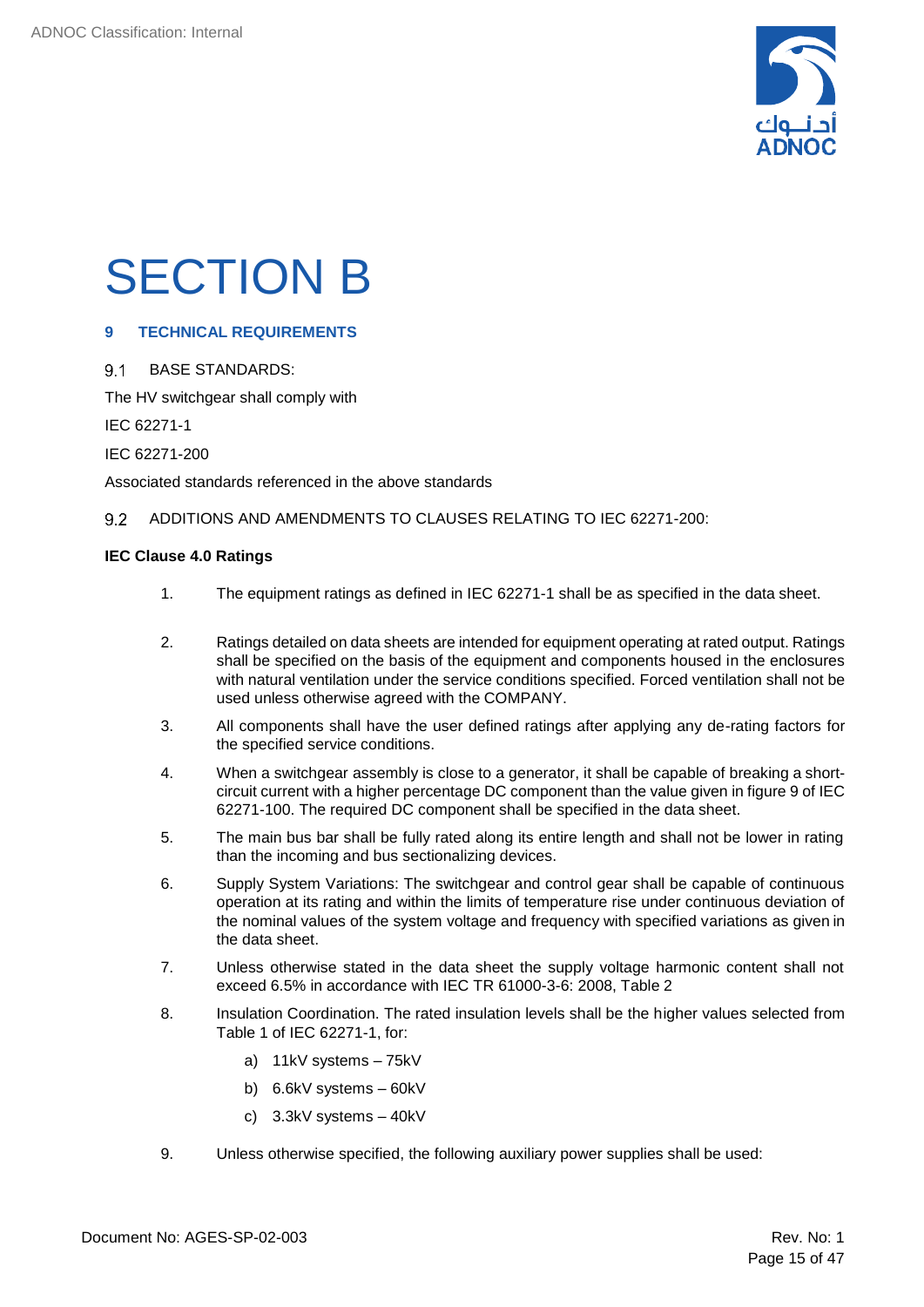# SECTION B

## 9 TECHNICAL REQUIREMENTS

### 9.1 BASE STANDARDS:

The HV switchgear shall comply with

IEC 62271-1

IEC 62271-200

Associated standards referenced in the above standards

### 9.2 ADDITIONS AND AMENDMENTS TO CLAUSES RELATING TO IEC 62271-200:

**IEC Clause 4.0 Ratings**

1. The equipment ratings as defined in IEC 62271-1 shall be as specified in the data sheet.

2. Ratings detailed on data sheets are intended for equipment operating at rated output. Ratings shall be specified on the basis of the equipment and components housed in the enclosures with natural ventilation under the service conditions specified. Forced ventilation shall not be used unless otherwise agreed with the COMPANY.

3. All components shall have the user defined ratings after applying any de-rating factors for the specified service conditions.

4. When a switchgear assembly is close to a generator, it shall be capable of breaking a short-circuit current with a higher percentage DC component than the value given in figure 9 of IEC 62271-100. The required DC component shall be specified in the data sheet.

5. The main bus bar shall be fully rated along its entire length and shall not be lower in rating than the incoming and bus sectionalizing devices.

6. Supply System Variations: The switchgear and control gear shall be capable of continuous operation at its rating and within the limits of temperature rise under continuous deviation of the nominal values of the system voltage and frequency with specified variations as given in the data sheet.

7. Unless otherwise stated in the data sheet the supply voltage harmonic content shall not exceed 6.5% in accordance with IEC TR 61000-3-6: 2008, Table 2

8. Insulation Coordination. The rated insulation levels shall be the higher values selected from Table 1 of IEC 62271-1, for:

   a) 11kV systems – 75kV

   b) 6.6kV systems – 60kV

   c) 3.3kV systems – 40kV

9. Unless otherwise specified, the following auxiliary power supplies shall be used: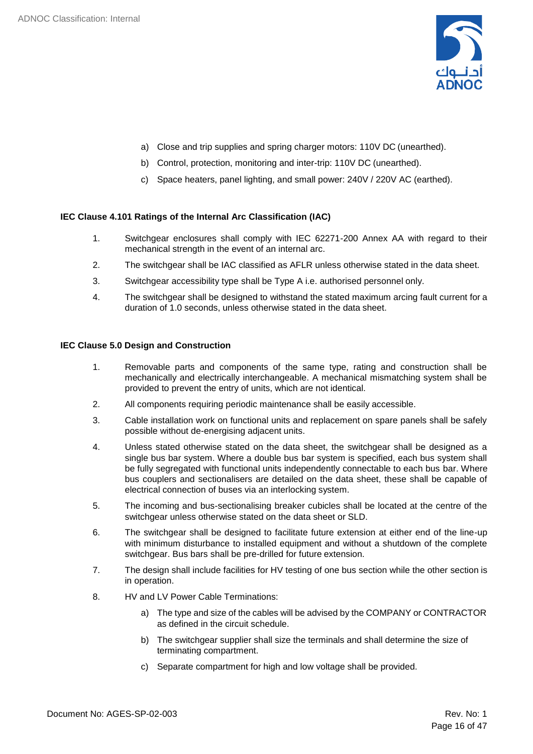a) Close and trip supplies and spring charger motors: 110V DC (unearthed).

b) Control, protection, monitoring and inter-trip: 110V DC (unearthed).

c) Space heaters, panel lighting, and small power: 240V / 220V AC (earthed).

**IEC Clause 4.101 Ratings of the Internal Arc Classification (IAC)**

1. Switchgear enclosures shall comply with IEC 62271-200 Annex AA with regard to their mechanical strength in the event of an internal arc.
2. The switchgear shall be IAC classified as AFLR unless otherwise stated in the data sheet.
3. Switchgear accessibility type shall be Type A i.e. authorised personnel only.
4. The switchgear shall be designed to withstand the stated maximum arcing fault current for a duration of 1.0 seconds, unless otherwise stated in the data sheet.

**IEC Clause 5.0 Design and Construction**

1. Removable parts and components of the same type, rating and construction shall be mechanically and electrically interchangeable. A mechanical mismatching system shall be provided to prevent the entry of units, which are not identical.
2. All components requiring periodic maintenance shall be easily accessible.
3. Cable installation work on functional units and replacement on spare panels shall be safely possible without de-energising adjacent units.
4. Unless stated otherwise stated on the data sheet, the switchgear shall be designed as a single bus bar system. Where a double bus bar system is specified, each bus system shall be fully segregated with functional units independently connectable to each bus bar. Where bus couplers and sectionalisers are detailed on the data sheet, these shall be capable of electrical connection of buses via an interlocking system.
5. The incoming and bus-sectionalising breaker cubicles shall be located at the centre of the switchgear unless otherwise stated on the data sheet or SLD.
6. The switchgear shall be designed to facilitate future extension at either end of the line-up with minimum disturbance to installed equipment and without a shutdown of the complete switchgear. Bus bars shall be pre-drilled for future extension.
7. The design shall include facilities for HV testing of one bus section while the other section is in operation.
8. HV and LV Power Cable Terminations:

   a) The type and size of the cables will be advised by the COMPANY or CONTRACTOR as defined in the circuit schedule.

   b) The switchgear supplier shall size the terminals and shall determine the size of terminating compartment.

   c) Separate compartment for high and low voltage shall be provided.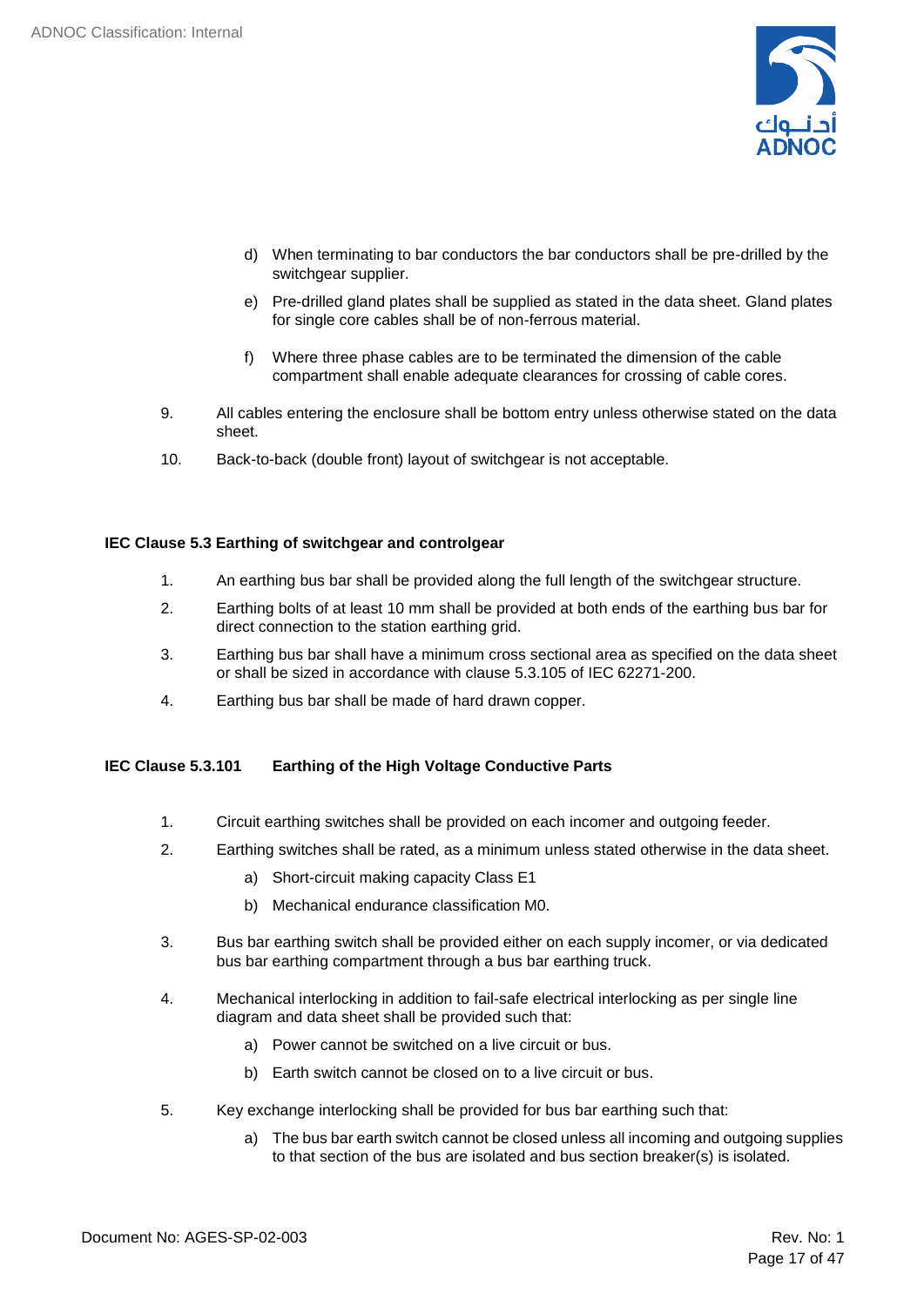d) When terminating to bar conductors the bar conductors shall be pre-drilled by the switchgear supplier.

   e) Pre-drilled gland plates shall be supplied as stated in the data sheet. Gland plates for single core cables shall be of non-ferrous material.

   f) Where three phase cables are to be terminated the dimension of the cable compartment shall enable adequate clearances for crossing of cable cores.

9. All cables entering the enclosure shall be bottom entry unless otherwise stated on the data sheet.

10. Back-to-back (double front) layout of switchgear is not acceptable.

**IEC Clause 5.3 Earthing of switchgear and controlgear**

1. An earthing bus bar shall be provided along the full length of the switchgear structure.

2. Earthing bolts of at least 10 mm shall be provided at both ends of the earthing bus bar for direct connection to the station earthing grid.

3. Earthing bus bar shall have a minimum cross sectional area as specified on the data sheet or shall be sized in accordance with clause 5.3.105 of IEC 62271-200.

4. Earthing bus bar shall be made of hard drawn copper.

**IEC Clause 5.3.101 Earthing of the High Voltage Conductive Parts**

1. Circuit earthing switches shall be provided on each incomer and outgoing feeder.

2. Earthing switches shall be rated, as a minimum unless stated otherwise in the data sheet.

   a) Short-circuit making capacity Class E1

   b) Mechanical endurance classification M0.

3. Bus bar earthing switch shall be provided either on each supply incomer, or via dedicated bus bar earthing compartment through a bus bar earthing truck.

4. Mechanical interlocking in addition to fail-safe electrical interlocking as per single line diagram and data sheet shall be provided such that:

   a) Power cannot be switched on a live circuit or bus.

   b) Earth switch cannot be closed on to a live circuit or bus.

5. Key exchange interlocking shall be provided for bus bar earthing such that:

   a) The bus bar earth switch cannot be closed unless all incoming and outgoing supplies to that section of the bus are isolated and bus section breaker(s) is isolated.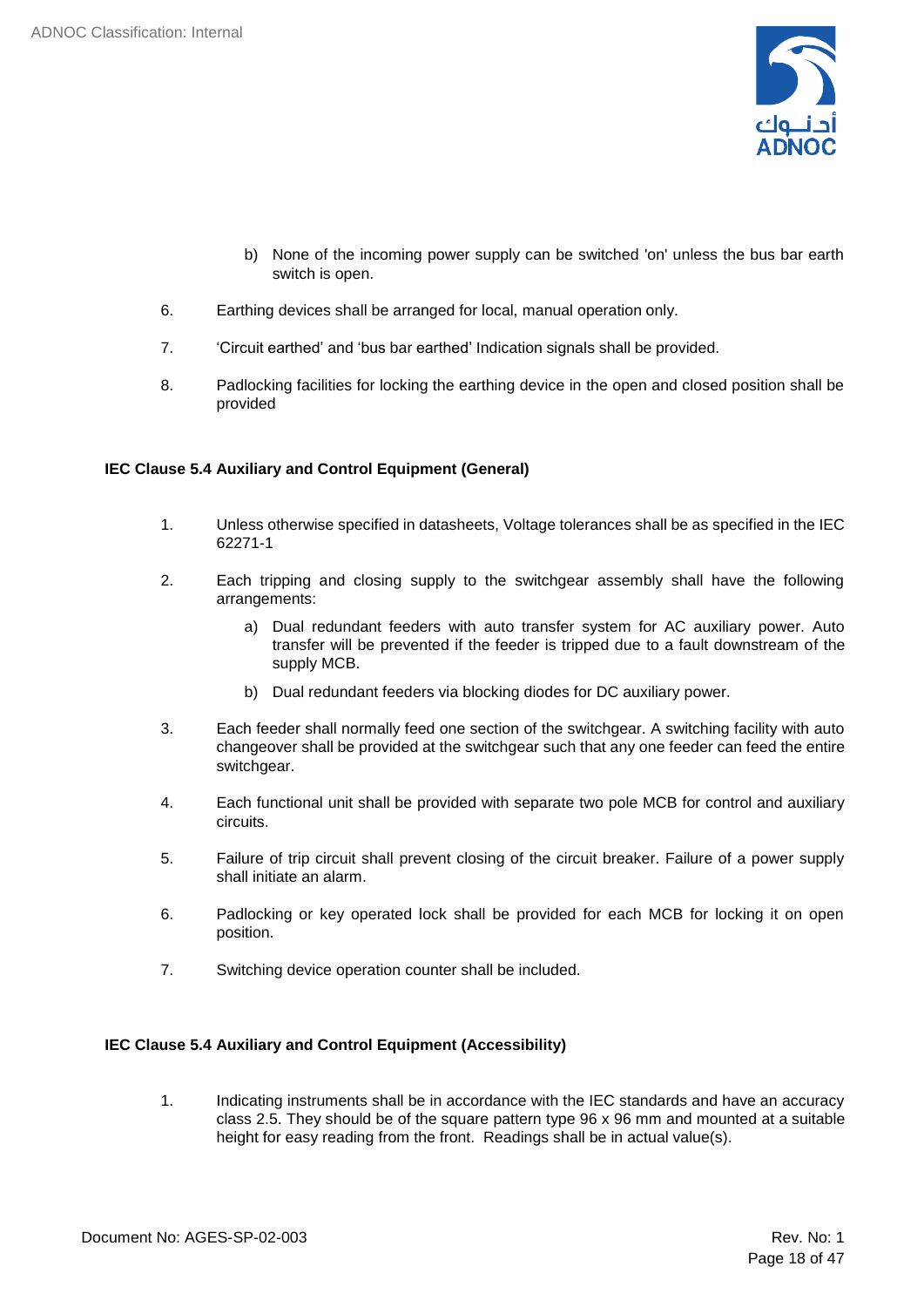b) None of the incoming power supply can be switched 'on' unless the bus bar earth switch is open.

6. Earthing devices shall be arranged for local, manual operation only.

7. 'Circuit earthed' and 'bus bar earthed' Indication signals shall be provided.

8. Padlocking facilities for locking the earthing device in the open and closed position shall be provided

**IEC Clause 5.4 Auxiliary and Control Equipment (General)**

1. Unless otherwise specified in datasheets, Voltage tolerances shall be as specified in the IEC 62271-1

2. Each tripping and closing supply to the switchgear assembly shall have the following arrangements:

   a) Dual redundant feeders with auto transfer system for AC auxiliary power. Auto transfer will be prevented if the feeder is tripped due to a fault downstream of the supply MCB.

   b) Dual redundant feeders via blocking diodes for DC auxiliary power.

3. Each feeder shall normally feed one section of the switchgear. A switching facility with auto changeover shall be provided at the switchgear such that any one feeder can feed the entire switchgear.

4. Each functional unit shall be provided with separate two pole MCB for control and auxiliary circuits.

5. Failure of trip circuit shall prevent closing of the circuit breaker. Failure of a power supply shall initiate an alarm.

6. Padlocking or key operated lock shall be provided for each MCB for locking it on open position.

7. Switching device operation counter shall be included.

**IEC Clause 5.4 Auxiliary and Control Equipment (Accessibility)**

1. Indicating instruments shall be in accordance with the IEC standards and have an accuracy class 2.5. They should be of the square pattern type 96 x 96 mm and mounted at a suitable height for easy reading from the front. Readings shall be in actual value(s).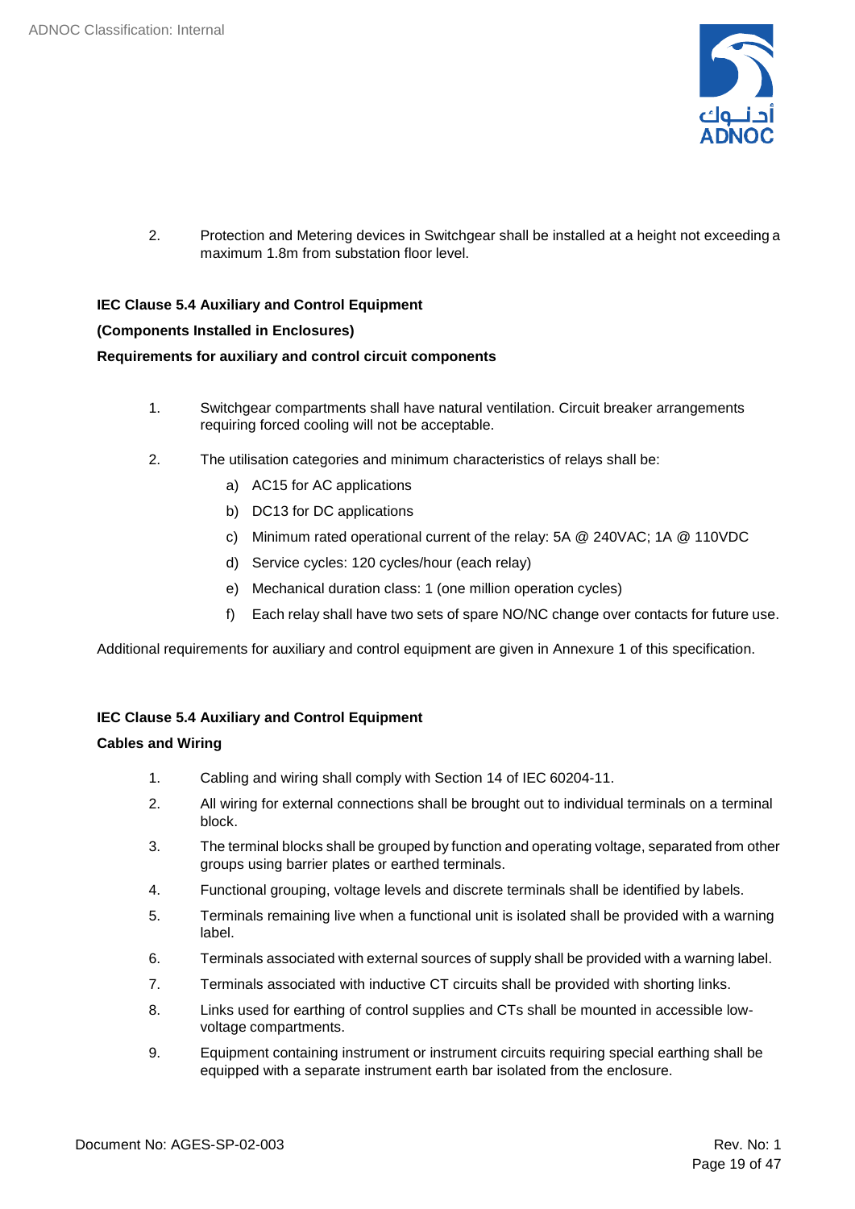2. Protection and Metering devices in Switchgear shall be installed at a height not exceeding a maximum 1.8m from substation floor level.

**IEC Clause 5.4 Auxiliary and Control Equipment**

**(Components Installed in Enclosures)**

**Requirements for auxiliary and control circuit components**

1. Switchgear compartments shall have natural ventilation. Circuit breaker arrangements requiring forced cooling will not be acceptable.
2. The utilisation categories and minimum characteristics of relays shall be:
   a) AC15 for AC applications
   b) DC13 for DC applications
   c) Minimum rated operational current of the relay: 5A @ 240VAC; 1A @ 110VDC
   d) Service cycles: 120 cycles/hour (each relay)
   e) Mechanical duration class: 1 (one million operation cycles)
   f) Each relay shall have two sets of spare NO/NC change over contacts for future use.

Additional requirements for auxiliary and control equipment are given in Annexure 1 of this specification.

**IEC Clause 5.4 Auxiliary and Control Equipment**

**Cables and Wiring**

1. Cabling and wiring shall comply with Section 14 of IEC 60204-11.
2. All wiring for external connections shall be brought out to individual terminals on a terminal block.
3. The terminal blocks shall be grouped by function and operating voltage, separated from other groups using barrier plates or earthed terminals.
4. Functional grouping, voltage levels and discrete terminals shall be identified by labels.
5. Terminals remaining live when a functional unit is isolated shall be provided with a warning label.
6. Terminals associated with external sources of supply shall be provided with a warning label.
7. Terminals associated with inductive CT circuits shall be provided with shorting links.
8. Links used for earthing of control supplies and CTs shall be mounted in accessible low-voltage compartments.
9. Equipment containing instrument or instrument circuits requiring special earthing shall be equipped with a separate instrument earth bar isolated from the enclosure.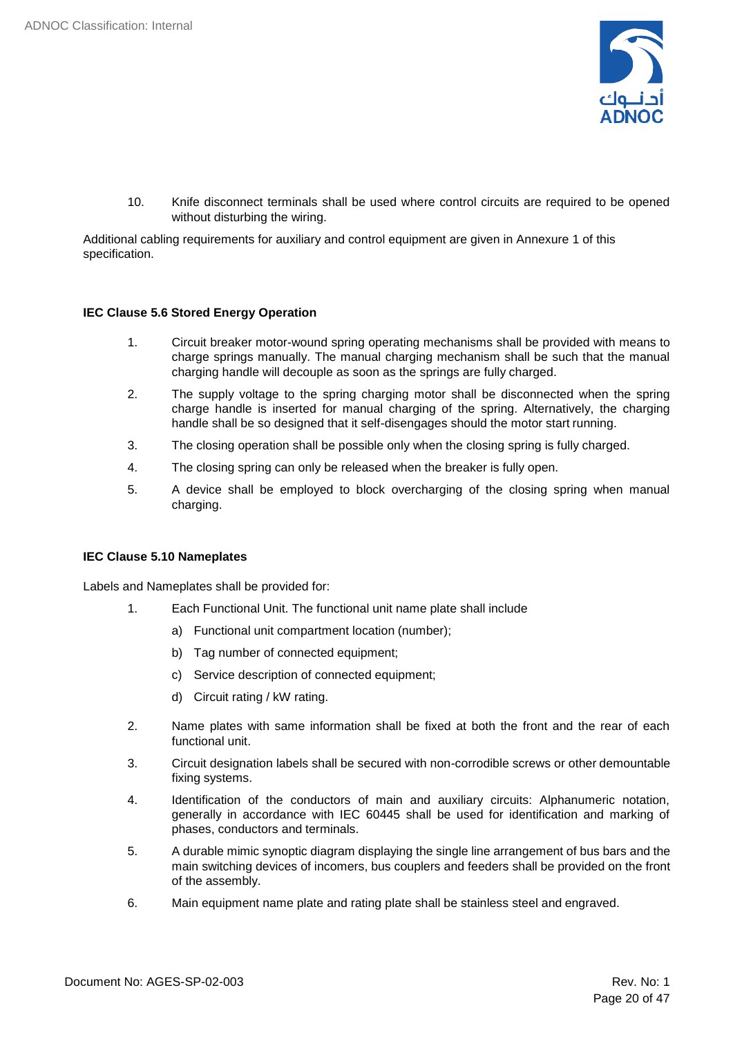10. Knife disconnect terminals shall be used where control circuits are required to be opened without disturbing the wiring.

Additional cabling requirements for auxiliary and control equipment are given in Annexure 1 of this specification.

**IEC Clause 5.6 Stored Energy Operation**

1. Circuit breaker motor-wound spring operating mechanisms shall be provided with means to charge springs manually. The manual charging mechanism shall be such that the manual charging handle will decouple as soon as the springs are fully charged.
2. The supply voltage to the spring charging motor shall be disconnected when the spring charge handle is inserted for manual charging of the spring. Alternatively, the charging handle shall be so designed that it self-disengages should the motor start running.
3. The closing operation shall be possible only when the closing spring is fully charged.
4. The closing spring can only be released when the breaker is fully open.
5. A device shall be employed to block overcharging of the closing spring when manual charging.

**IEC Clause 5.10 Nameplates**

Labels and Nameplates shall be provided for:

1. Each Functional Unit. The functional unit name plate shall include
   a) Functional unit compartment location (number);
   b) Tag number of connected equipment;
   c) Service description of connected equipment;
   d) Circuit rating / kW rating.
2. Name plates with same information shall be fixed at both the front and the rear of each functional unit.
3. Circuit designation labels shall be secured with non-corrodible screws or other demountable fixing systems.
4. Identification of the conductors of main and auxiliary circuits: Alphanumeric notation, generally in accordance with IEC 60445 shall be used for identification and marking of phases, conductors and terminals.
5. A durable mimic synoptic diagram displaying the single line arrangement of bus bars and the main switching devices of incomers, bus couplers and feeders shall be provided on the front of the assembly.
6. Main equipment name plate and rating plate shall be stainless steel and engraved.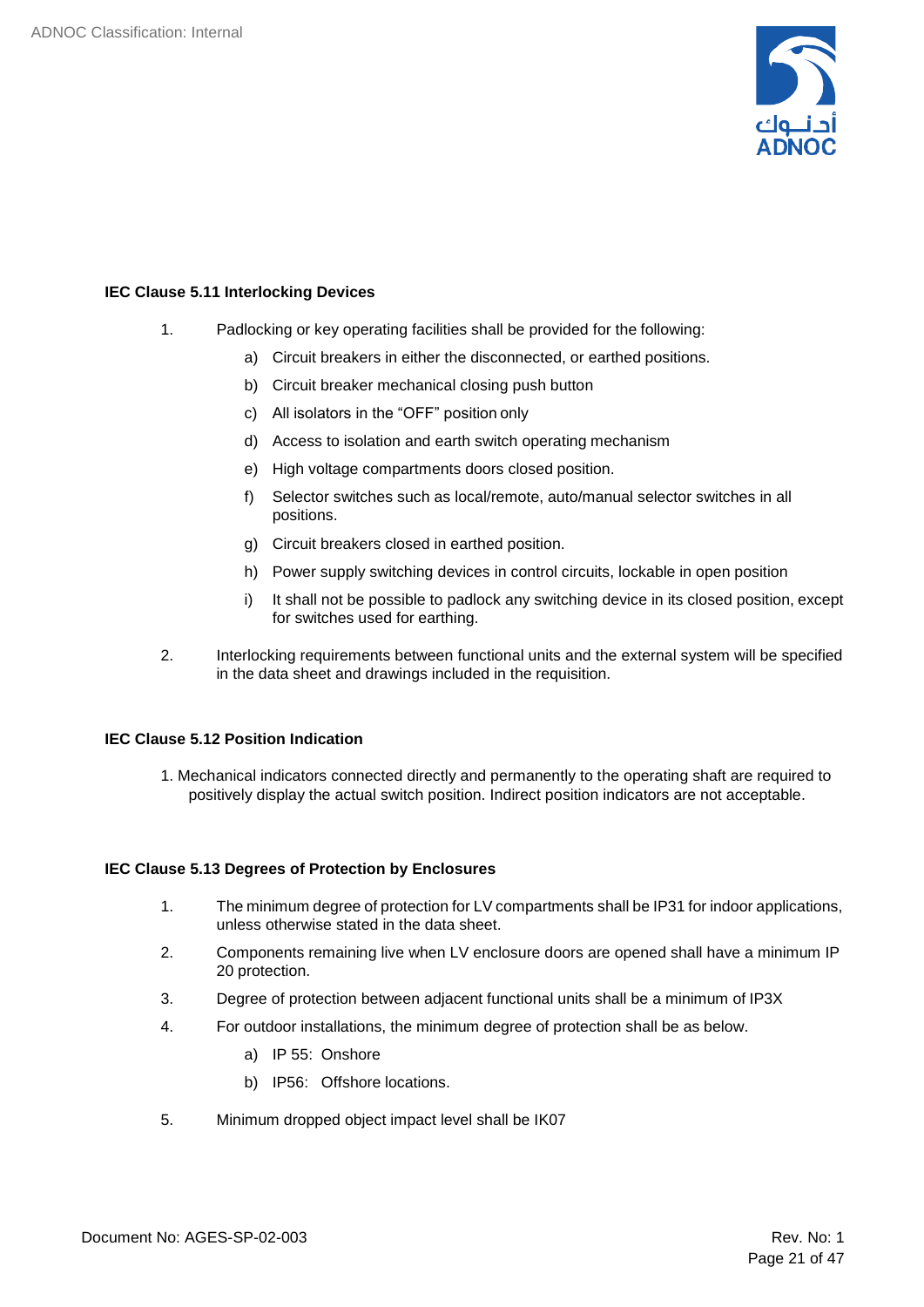### IEC Clause 5.11 Interlocking Devices

1. Padlocking or key operating facilities shall be provided for the following:
   a) Circuit breakers in either the disconnected, or earthed positions.
   b) Circuit breaker mechanical closing push button
   c) All isolators in the "OFF" position only
   d) Access to isolation and earth switch operating mechanism
   e) High voltage compartments doors closed position.
   f) Selector switches such as local/remote, auto/manual selector switches in all positions.
   g) Circuit breakers closed in earthed position.
   h) Power supply switching devices in control circuits, lockable in open position
   i) It shall not be possible to padlock any switching device in its closed position, except for switches used for earthing.
2. Interlocking requirements between functional units and the external system will be specified in the data sheet and drawings included in the requisition.

### IEC Clause 5.12 Position Indication

1. Mechanical indicators connected directly and permanently to the operating shaft are required to positively display the actual switch position. Indirect position indicators are not acceptable.

### IEC Clause 5.13 Degrees of Protection by Enclosures

1. The minimum degree of protection for LV compartments shall be IP31 for indoor applications, unless otherwise stated in the data sheet.
2. Components remaining live when LV enclosure doors are opened shall have a minimum IP 20 protection.
3. Degree of protection between adjacent functional units shall be a minimum of IP3X
4. For outdoor installations, the minimum degree of protection shall be as below.
   a) IP 55: Onshore
   b) IP56: Offshore locations.
5. Minimum dropped object impact level shall be IK07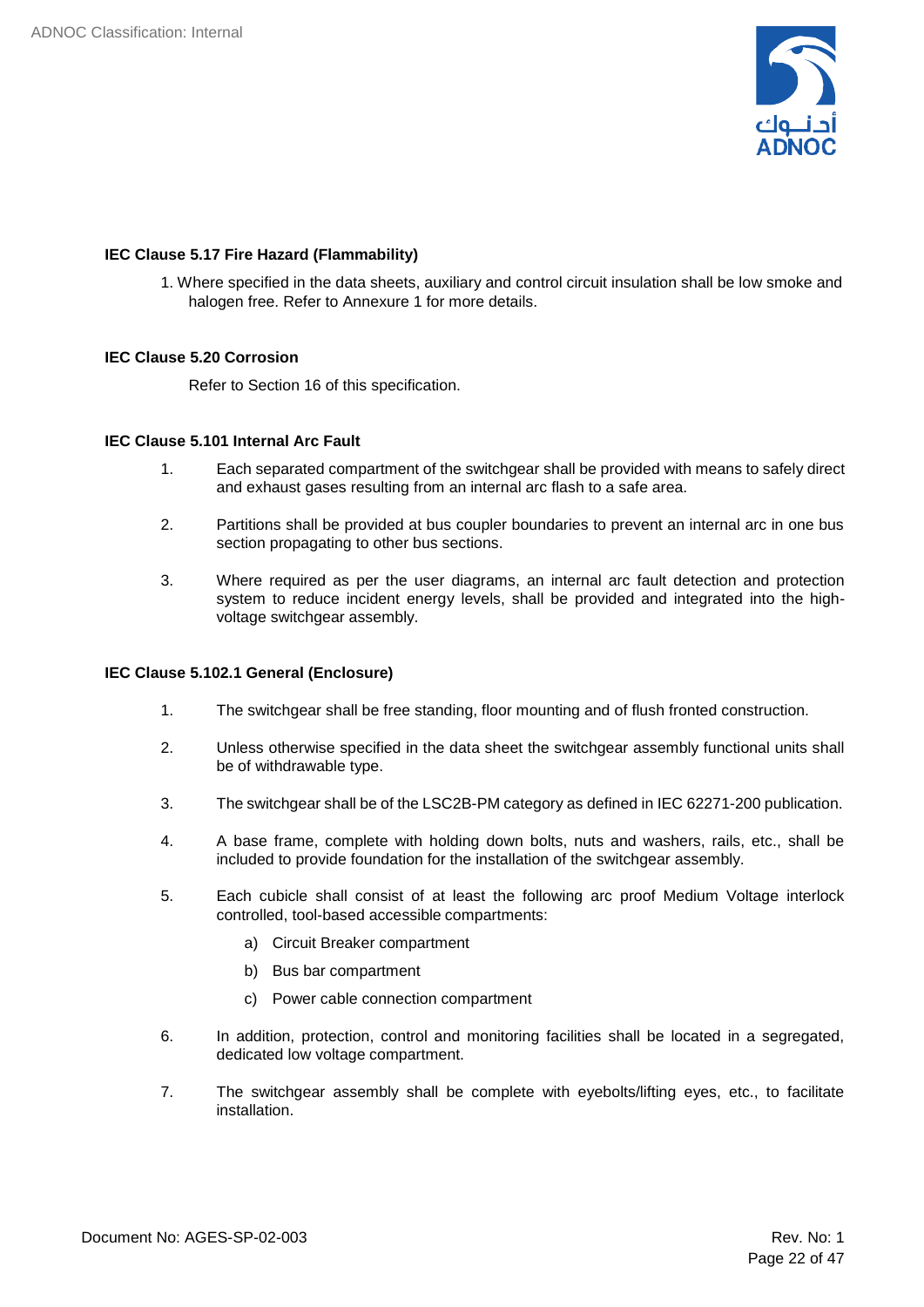### IEC Clause 5.17 Fire Hazard (Flammability)

1. Where specified in the data sheets, auxiliary and control circuit insulation shall be low smoke and halogen free. Refer to Annexure 1 for more details.

### IEC Clause 5.20 Corrosion

Refer to Section 16 of this specification.

### IEC Clause 5.101 Internal Arc Fault

1. Each separated compartment of the switchgear shall be provided with means to safely direct and exhaust gases resulting from an internal arc flash to a safe area.
2. Partitions shall be provided at bus coupler boundaries to prevent an internal arc in one bus section propagating to other bus sections.
3. Where required as per the user diagrams, an internal arc fault detection and protection system to reduce incident energy levels, shall be provided and integrated into the high-voltage switchgear assembly.

### IEC Clause 5.102.1 General (Enclosure)

1. The switchgear shall be free standing, floor mounting and of flush fronted construction.
2. Unless otherwise specified in the data sheet the switchgear assembly functional units shall be of withdrawable type.
3. The switchgear shall be of the LSC2B-PM category as defined in IEC 62271-200 publication.
4. A base frame, complete with holding down bolts, nuts and washers, rails, etc., shall be included to provide foundation for the installation of the switchgear assembly.
5. Each cubicle shall consist of at least the following arc proof Medium Voltage interlock controlled, tool-based accessible compartments:
   a) Circuit Breaker compartment
   b) Bus bar compartment
   c) Power cable connection compartment
6. In addition, protection, control and monitoring facilities shall be located in a segregated, dedicated low voltage compartment.
7. The switchgear assembly shall be complete with eyebolts/lifting eyes, etc., to facilitate installation.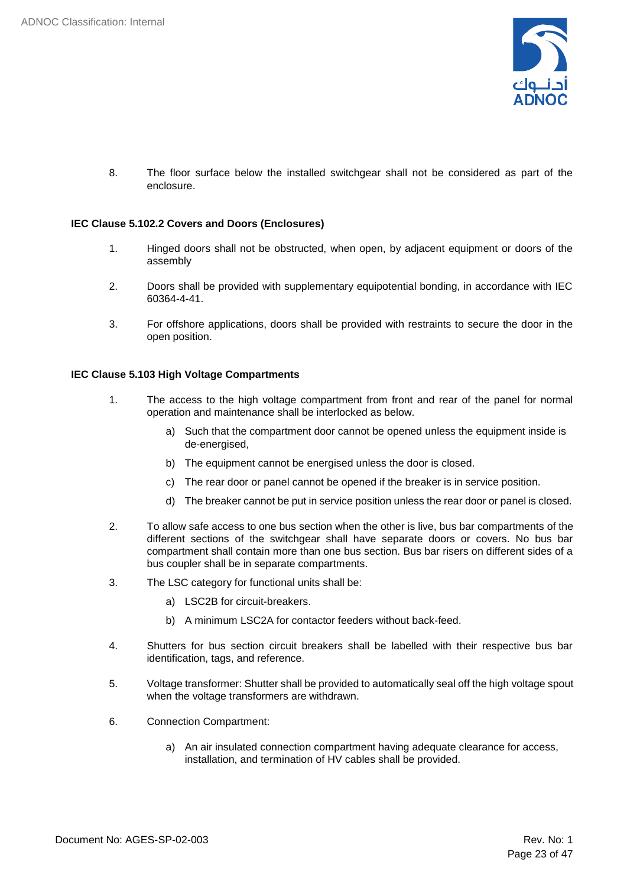8. The floor surface below the installed switchgear shall not be considered as part of the enclosure.

**IEC Clause 5.102.2 Covers and Doors (Enclosures)**

1. Hinged doors shall not be obstructed, when open, by adjacent equipment or doors of the assembly

2. Doors shall be provided with supplementary equipotential bonding, in accordance with IEC 60364-4-41.

3. For offshore applications, doors shall be provided with restraints to secure the door in the open position.

**IEC Clause 5.103 High Voltage Compartments**

1. The access to the high voltage compartment from front and rear of the panel for normal operation and maintenance shall be interlocked as below.

    a) Such that the compartment door cannot be opened unless the equipment inside is de-energised,

    b) The equipment cannot be energised unless the door is closed.

    c) The rear door or panel cannot be opened if the breaker is in service position.

    d) The breaker cannot be put in service position unless the rear door or panel is closed.

2. To allow safe access to one bus section when the other is live, bus bar compartments of the different sections of the switchgear shall have separate doors or covers. No bus bar compartment shall contain more than one bus section. Bus bar risers on different sides of a bus coupler shall be in separate compartments.

3. The LSC category for functional units shall be:

    a) LSC2B for circuit-breakers.

    b) A minimum LSC2A for contactor feeders without back-feed.

4. Shutters for bus section circuit breakers shall be labelled with their respective bus bar identification, tags, and reference.

5. Voltage transformer: Shutter shall be provided to automatically seal off the high voltage spout when the voltage transformers are withdrawn.

6. Connection Compartment:

    a) An air insulated connection compartment having adequate clearance for access, installation, and termination of HV cables shall be provided.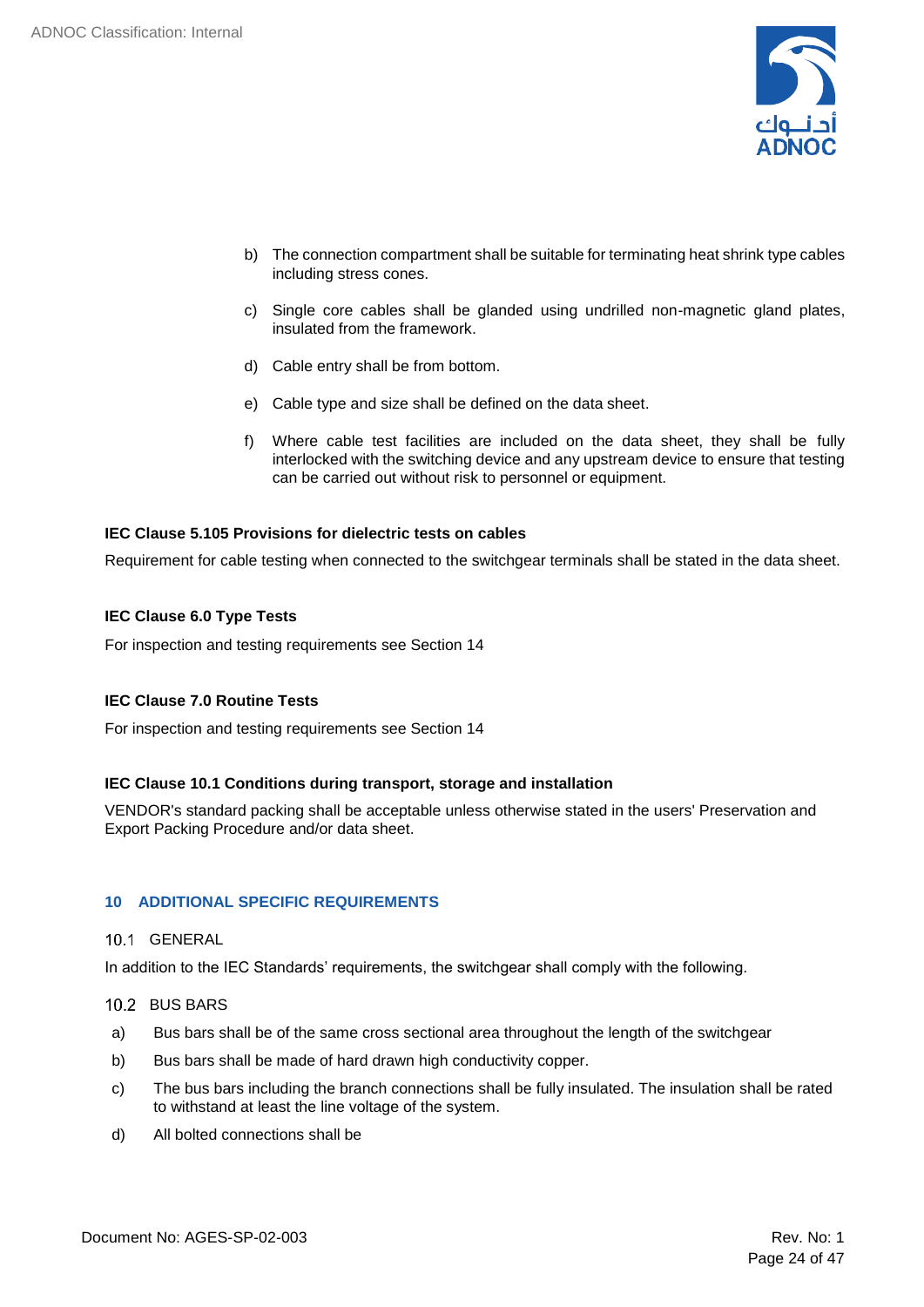b) The connection compartment shall be suitable for terminating heat shrink type cables including stress cones.

c) Single core cables shall be glanded using undrilled non-magnetic gland plates, insulated from the framework.

d) Cable entry shall be from bottom.

e) Cable type and size shall be defined on the data sheet.

f) Where cable test facilities are included on the data sheet, they shall be fully interlocked with the switching device and any upstream device to ensure that testing can be carried out without risk to personnel or equipment.

**IEC Clause 5.105 Provisions for dielectric tests on cables**

Requirement for cable testing when connected to the switchgear terminals shall be stated in the data sheet.

**IEC Clause 6.0 Type Tests**

For inspection and testing requirements see Section 14

**IEC Clause 7.0 Routine Tests**

For inspection and testing requirements see Section 14

**IEC Clause 10.1 Conditions during transport, storage and installation**

VENDOR's standard packing shall be acceptable unless otherwise stated in the users' Preservation and Export Packing Procedure and/or data sheet.

## 10 ADDITIONAL SPECIFIC REQUIREMENTS

### 10.1 GENERAL

In addition to the IEC Standards' requirements, the switchgear shall comply with the following.

### 10.2 BUS BARS

a) Bus bars shall be of the same cross sectional area throughout the length of the switchgear

b) Bus bars shall be made of hard drawn high conductivity copper.

c) The bus bars including the branch connections shall be fully insulated. The insulation shall be rated to withstand at least the line voltage of the system.

d) All bolted connections shall be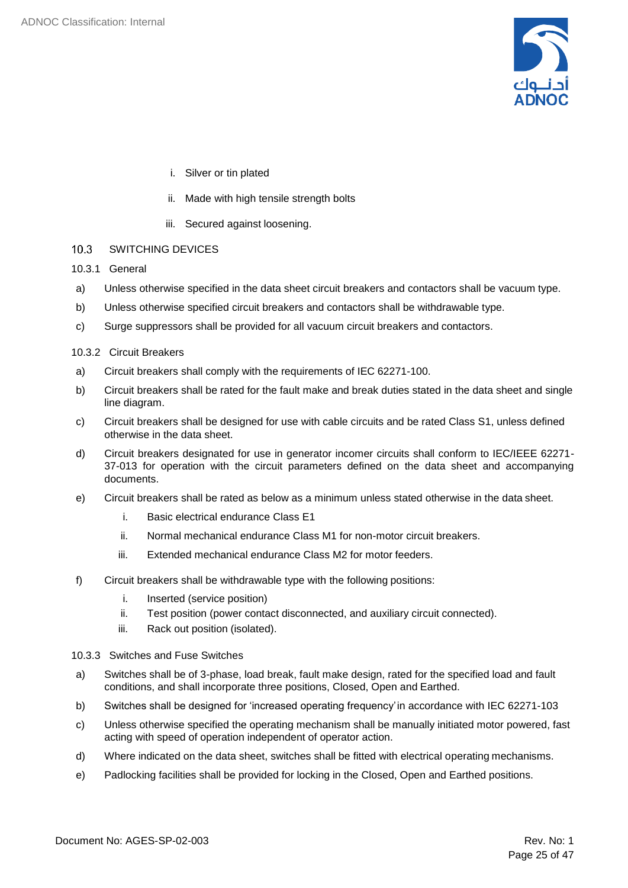i. Silver or tin plated

ii. Made with high tensile strength bolts

iii. Secured against loosening.

## 10.3 SWITCHING DEVICES

### 10.3.1 General

a) Unless otherwise specified in the data sheet circuit breakers and contactors shall be vacuum type.

b) Unless otherwise specified circuit breakers and contactors shall be withdrawable type.

c) Surge suppressors shall be provided for all vacuum circuit breakers and contactors.

### 10.3.2 Circuit Breakers

a) Circuit breakers shall comply with the requirements of IEC 62271-100.

b) Circuit breakers shall be rated for the fault make and break duties stated in the data sheet and single line diagram.

c) Circuit breakers shall be designed for use with cable circuits and be rated Class S1, unless defined otherwise in the data sheet.

d) Circuit breakers designated for use in generator incomer circuits shall conform to IEC/IEEE 62271-37-013 for operation with the circuit parameters defined on the data sheet and accompanying documents.

e) Circuit breakers shall be rated as below as a minimum unless stated otherwise in the data sheet.

i. Basic electrical endurance Class E1

ii. Normal mechanical endurance Class M1 for non-motor circuit breakers.

iii. Extended mechanical endurance Class M2 for motor feeders.

f) Circuit breakers shall be withdrawable type with the following positions:

i. Inserted (service position)

ii. Test position (power contact disconnected, and auxiliary circuit connected).

iii. Rack out position (isolated).

### 10.3.3 Switches and Fuse Switches

a) Switches shall be of 3-phase, load break, fault make design, rated for the specified load and fault conditions, and shall incorporate three positions, Closed, Open and Earthed.

b) Switches shall be designed for 'increased operating frequency' in accordance with IEC 62271-103

c) Unless otherwise specified the operating mechanism shall be manually initiated motor powered, fast acting with speed of operation independent of operator action.

d) Where indicated on the data sheet, switches shall be fitted with electrical operating mechanisms.

e) Padlocking facilities shall be provided for locking in the Closed, Open and Earthed positions.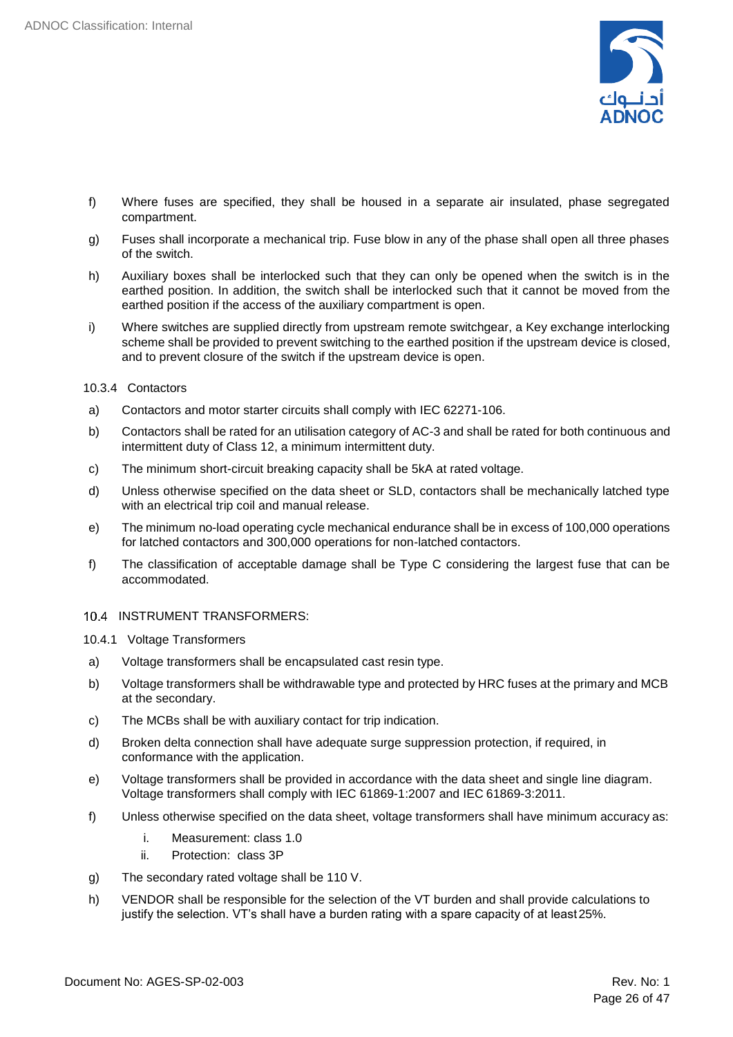f) Where fuses are specified, they shall be housed in a separate air insulated, phase segregated compartment.

g) Fuses shall incorporate a mechanical trip. Fuse blow in any of the phase shall open all three phases of the switch.

h) Auxiliary boxes shall be interlocked such that they can only be opened when the switch is in the earthed position. In addition, the switch shall be interlocked such that it cannot be moved from the earthed position if the access of the auxiliary compartment is open.

i) Where switches are supplied directly from upstream remote switchgear, a Key exchange interlocking scheme shall be provided to prevent switching to the earthed position if the upstream device is closed, and to prevent closure of the switch if the upstream device is open.

#### 10.3.4 Contactors

a) Contactors and motor starter circuits shall comply with IEC 62271-106.

b) Contactors shall be rated for an utilisation category of AC-3 and shall be rated for both continuous and intermittent duty of Class 12, a minimum intermittent duty.

c) The minimum short-circuit breaking capacity shall be 5kA at rated voltage.

d) Unless otherwise specified on the data sheet or SLD, contactors shall be mechanically latched type with an electrical trip coil and manual release.

e) The minimum no-load operating cycle mechanical endurance shall be in excess of 100,000 operations for latched contactors and 300,000 operations for non-latched contactors.

f) The classification of acceptable damage shall be Type C considering the largest fuse that can be accommodated.

### 10.4 INSTRUMENT TRANSFORMERS:

#### 10.4.1 Voltage Transformers

a) Voltage transformers shall be encapsulated cast resin type.

b) Voltage transformers shall be withdrawable type and protected by HRC fuses at the primary and MCB at the secondary.

c) The MCBs shall be with auxiliary contact for trip indication.

d) Broken delta connection shall have adequate surge suppression protection, if required, in conformance with the application.

e) Voltage transformers shall be provided in accordance with the data sheet and single line diagram. Voltage transformers shall comply with IEC 61869-1:2007 and IEC 61869-3:2011.

f) Unless otherwise specified on the data sheet, voltage transformers shall have minimum accuracy as:

   i. Measurement: class 1.0
   ii. Protection: class 3P

g) The secondary rated voltage shall be 110 V.

h) VENDOR shall be responsible for the selection of the VT burden and shall provide calculations to justify the selection. VT's shall have a burden rating with a spare capacity of at least 25%.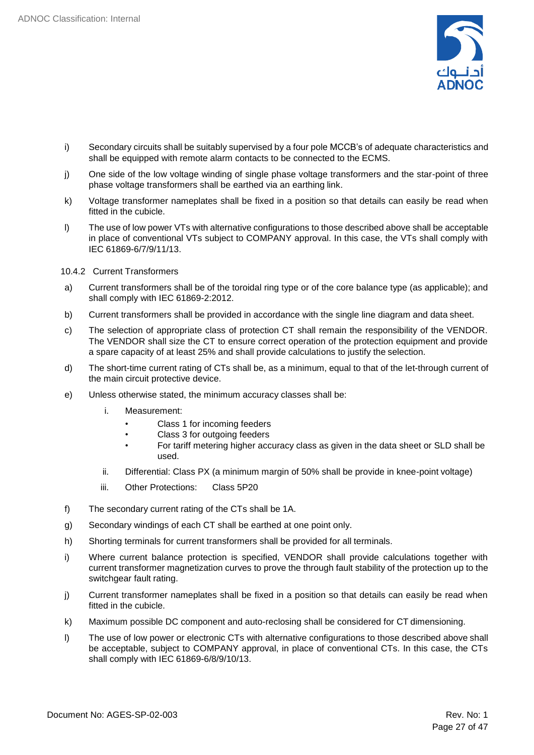i) Secondary circuits shall be suitably supervised by a four pole MCCB's of adequate characteristics and shall be equipped with remote alarm contacts to be connected to the ECMS.

j) One side of the low voltage winding of single phase voltage transformers and the star-point of three phase voltage transformers shall be earthed via an earthing link.

k) Voltage transformer nameplates shall be fixed in a position so that details can easily be read when fitted in the cubicle.

l) The use of low power VTs with alternative configurations to those described above shall be acceptable in place of conventional VTs subject to COMPANY approval. In this case, the VTs shall comply with IEC 61869-6/7/9/11/13.

10.4.2 Current Transformers

a) Current transformers shall be of the toroidal ring type or of the core balance type (as applicable); and shall comply with IEC 61869-2:2012.

b) Current transformers shall be provided in accordance with the single line diagram and data sheet.

c) The selection of appropriate class of protection CT shall remain the responsibility of the VENDOR. The VENDOR shall size the CT to ensure correct operation of the protection equipment and provide a spare capacity of at least 25% and shall provide calculations to justify the selection.

d) The short-time current rating of CTs shall be, as a minimum, equal to that of the let-through current of the main circuit protective device.

e) Unless otherwise stated, the minimum accuracy classes shall be:

   i. Measurement:
      - Class 1 for incoming feeders
      - Class 3 for outgoing feeders
      - For tariff metering higher accuracy class as given in the data sheet or SLD shall be used.

   ii. Differential: Class PX (a minimum margin of 50% shall be provide in knee-point voltage)

   iii. Other Protections: Class 5P20

f) The secondary current rating of the CTs shall be 1A.

g) Secondary windings of each CT shall be earthed at one point only.

h) Shorting terminals for current transformers shall be provided for all terminals.

i) Where current balance protection is specified, VENDOR shall provide calculations together with current transformer magnetization curves to prove the through fault stability of the protection up to the switchgear fault rating.

j) Current transformer nameplates shall be fixed in a position so that details can easily be read when fitted in the cubicle.

k) Maximum possible DC component and auto-reclosing shall be considered for CT dimensioning.

l) The use of low power or electronic CTs with alternative configurations to those described above shall be acceptable, subject to COMPANY approval, in place of conventional CTs. In this case, the CTs shall comply with IEC 61869-6/8/9/10/13.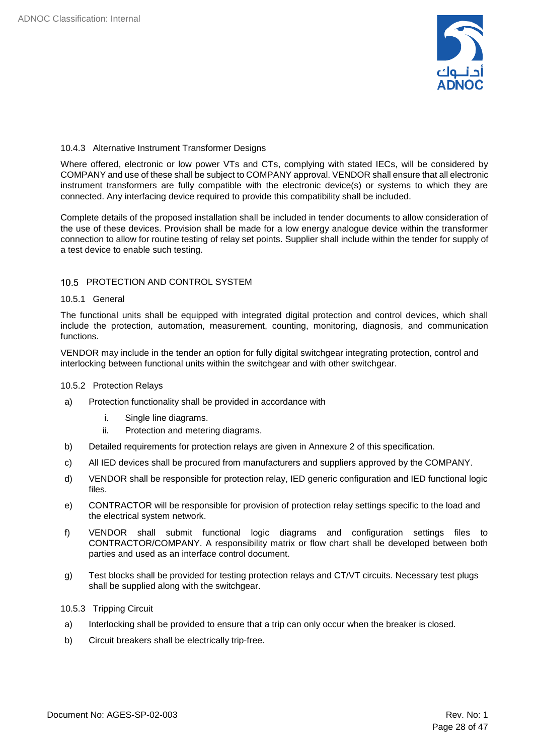#### 10.4.3 Alternative Instrument Transformer Designs

Where offered, electronic or low power VTs and CTs, complying with stated IECs, will be considered by COMPANY and use of these shall be subject to COMPANY approval. VENDOR shall ensure that all electronic instrument transformers are fully compatible with the electronic device(s) or systems to which they are connected. Any interfacing device required to provide this compatibility shall be included.

Complete details of the proposed installation shall be included in tender documents to allow consideration of the use of these devices. Provision shall be made for a low energy analogue device within the transformer connection to allow for routine testing of relay set points. Supplier shall include within the tender for supply of a test device to enable such testing.

### 10.5 PROTECTION AND CONTROL SYSTEM

#### 10.5.1 General

The functional units shall be equipped with integrated digital protection and control devices, which shall include the protection, automation, measurement, counting, monitoring, diagnosis, and communication functions.

VENDOR may include in the tender an option for fully digital switchgear integrating protection, control and interlocking between functional units within the switchgear and with other switchgear.

#### 10.5.2 Protection Relays

a) Protection functionality shall be provided in accordance with
   i. Single line diagrams.
   ii. Protection and metering diagrams.
b) Detailed requirements for protection relays are given in Annexure 2 of this specification.
c) All IED devices shall be procured from manufacturers and suppliers approved by the COMPANY.
d) VENDOR shall be responsible for protection relay, IED generic configuration and IED functional logic files.
e) CONTRACTOR will be responsible for provision of protection relay settings specific to the load and the electrical system network.
f) VENDOR shall submit functional logic diagrams and configuration settings files to CONTRACTOR/COMPANY. A responsibility matrix or flow chart shall be developed between both parties and used as an interface control document.
g) Test blocks shall be provided for testing protection relays and CT/VT circuits. Necessary test plugs shall be supplied along with the switchgear.

#### 10.5.3 Tripping Circuit

a) Interlocking shall be provided to ensure that a trip can only occur when the breaker is closed.
b) Circuit breakers shall be electrically trip-free.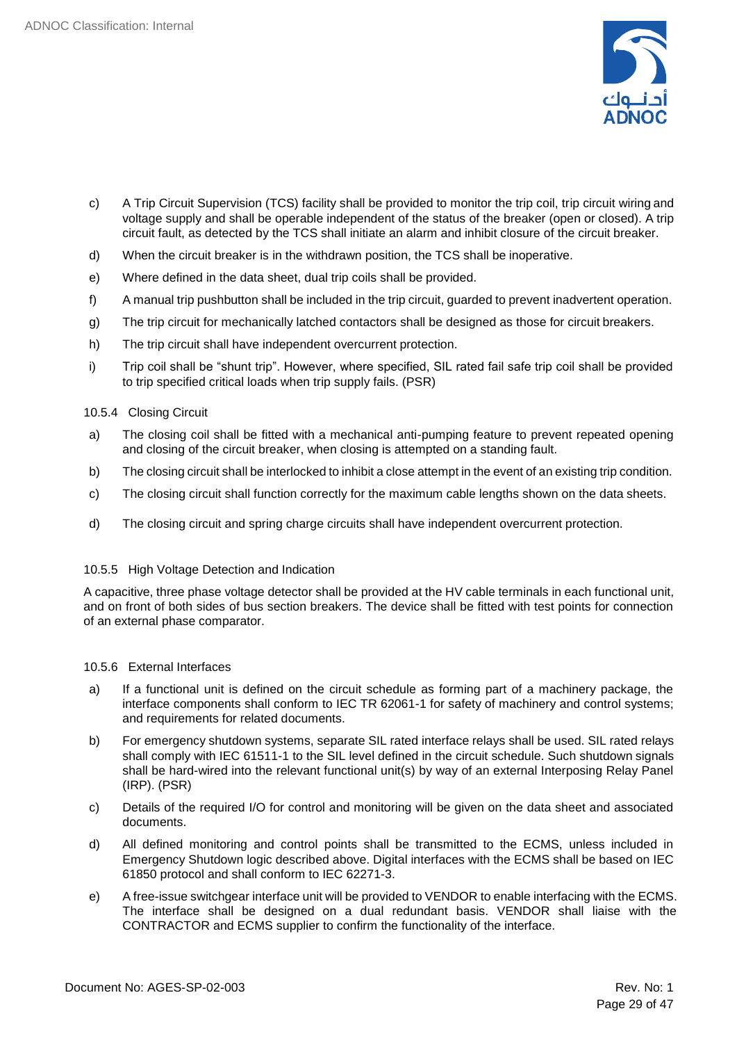c) A Trip Circuit Supervision (TCS) facility shall be provided to monitor the trip coil, trip circuit wiring and voltage supply and shall be operable independent of the status of the breaker (open or closed). A trip circuit fault, as detected by the TCS shall initiate an alarm and inhibit closure of the circuit breaker.

d) When the circuit breaker is in the withdrawn position, the TCS shall be inoperative.

e) Where defined in the data sheet, dual trip coils shall be provided.

f) A manual trip pushbutton shall be included in the trip circuit, guarded to prevent inadvertent operation.

g) The trip circuit for mechanically latched contactors shall be designed as those for circuit breakers.

h) The trip circuit shall have independent overcurrent protection.

i) Trip coil shall be "shunt trip". However, where specified, SIL rated fail safe trip coil shall be provided to trip specified critical loads when trip supply fails. (PSR)

#### 10.5.4 Closing Circuit

a) The closing coil shall be fitted with a mechanical anti-pumping feature to prevent repeated opening and closing of the circuit breaker, when closing is attempted on a standing fault.

b) The closing circuit shall be interlocked to inhibit a close attempt in the event of an existing trip condition.

c) The closing circuit shall function correctly for the maximum cable lengths shown on the data sheets.

d) The closing circuit and spring charge circuits shall have independent overcurrent protection.

#### 10.5.5 High Voltage Detection and Indication

A capacitive, three phase voltage detector shall be provided at the HV cable terminals in each functional unit, and on front of both sides of bus section breakers. The device shall be fitted with test points for connection of an external phase comparator.

#### 10.5.6 External Interfaces

a) If a functional unit is defined on the circuit schedule as forming part of a machinery package, the interface components shall conform to IEC TR 62061-1 for safety of machinery and control systems; and requirements for related documents.

b) For emergency shutdown systems, separate SIL rated interface relays shall be used. SIL rated relays shall comply with IEC 61511-1 to the SIL level defined in the circuit schedule. Such shutdown signals shall be hard-wired into the relevant functional unit(s) by way of an external Interposing Relay Panel (IRP). (PSR)

c) Details of the required I/O for control and monitoring will be given on the data sheet and associated documents.

d) All defined monitoring and control points shall be transmitted to the ECMS, unless included in Emergency Shutdown logic described above. Digital interfaces with the ECMS shall be based on IEC 61850 protocol and shall conform to IEC 62271-3.

e) A free-issue switchgear interface unit will be provided to VENDOR to enable interfacing with the ECMS. The interface shall be designed on a dual redundant basis. VENDOR shall liaise with the CONTRACTOR and ECMS supplier to confirm the functionality of the interface.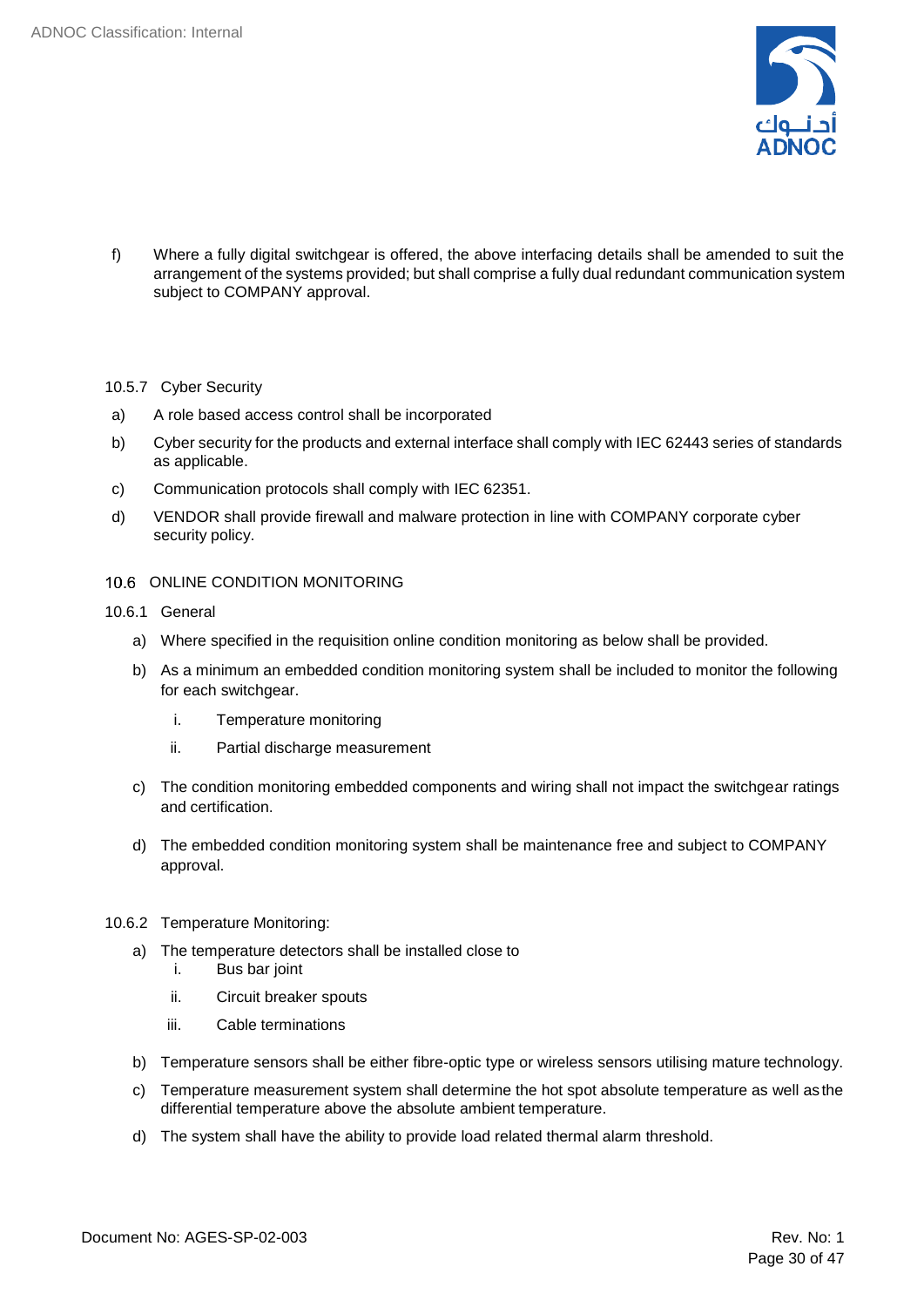f) Where a fully digital switchgear is offered, the above interfacing details shall be amended to suit the arrangement of the systems provided; but shall comprise a fully dual redundant communication system subject to COMPANY approval.

#### 10.5.7 Cyber Security

a) A role based access control shall be incorporated

b) Cyber security for the products and external interface shall comply with IEC 62443 series of standards as applicable.

c) Communication protocols shall comply with IEC 62351.

d) VENDOR shall provide firewall and malware protection in line with COMPANY corporate cyber security policy.

### 10.6 ONLINE CONDITION MONITORING

#### 10.6.1 General

a) Where specified in the requisition online condition monitoring as below shall be provided.

b) As a minimum an embedded condition monitoring system shall be included to monitor the following for each switchgear.

   i. Temperature monitoring

   ii. Partial discharge measurement

c) The condition monitoring embedded components and wiring shall not impact the switchgear ratings and certification.

d) The embedded condition monitoring system shall be maintenance free and subject to COMPANY approval.

#### 10.6.2 Temperature Monitoring:

a) The temperature detectors shall be installed close to

   i. Bus bar joint

   ii. Circuit breaker spouts

   iii. Cable terminations

b) Temperature sensors shall be either fibre-optic type or wireless sensors utilising mature technology.

c) Temperature measurement system shall determine the hot spot absolute temperature as well as the differential temperature above the absolute ambient temperature.

d) The system shall have the ability to provide load related thermal alarm threshold.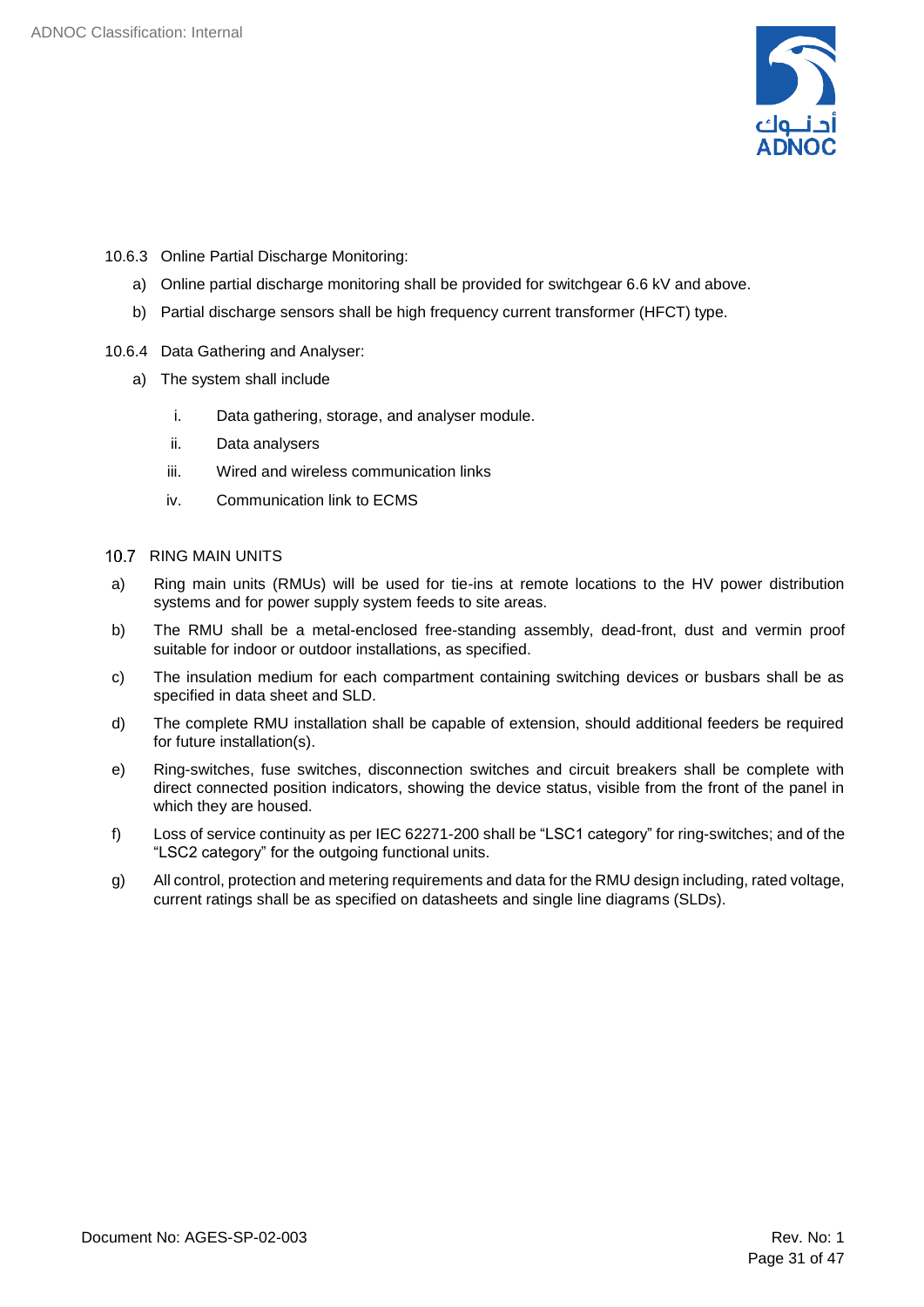10.6.3 Online Partial Discharge Monitoring:

a) Online partial discharge monitoring shall be provided for switchgear 6.6 kV and above.

b) Partial discharge sensors shall be high frequency current transformer (HFCT) type.

10.6.4 Data Gathering and Analyser:

a) The system shall include

   i. Data gathering, storage, and analyser module.

   ii. Data analysers

   iii. Wired and wireless communication links

   iv. Communication link to ECMS

## 10.7 RING MAIN UNITS

a) Ring main units (RMUs) will be used for tie-ins at remote locations to the HV power distribution systems and for power supply system feeds to site areas.

b) The RMU shall be a metal-enclosed free-standing assembly, dead-front, dust and vermin proof suitable for indoor or outdoor installations, as specified.

c) The insulation medium for each compartment containing switching devices or busbars shall be as specified in data sheet and SLD.

d) The complete RMU installation shall be capable of extension, should additional feeders be required for future installation(s).

e) Ring-switches, fuse switches, disconnection switches and circuit breakers shall be complete with direct connected position indicators, showing the device status, visible from the front of the panel in which they are housed.

f) Loss of service continuity as per IEC 62271-200 shall be "LSC1 category" for ring-switches; and of the "LSC2 category" for the outgoing functional units.

g) All control, protection and metering requirements and data for the RMU design including, rated voltage, current ratings shall be as specified on datasheets and single line diagrams (SLDs).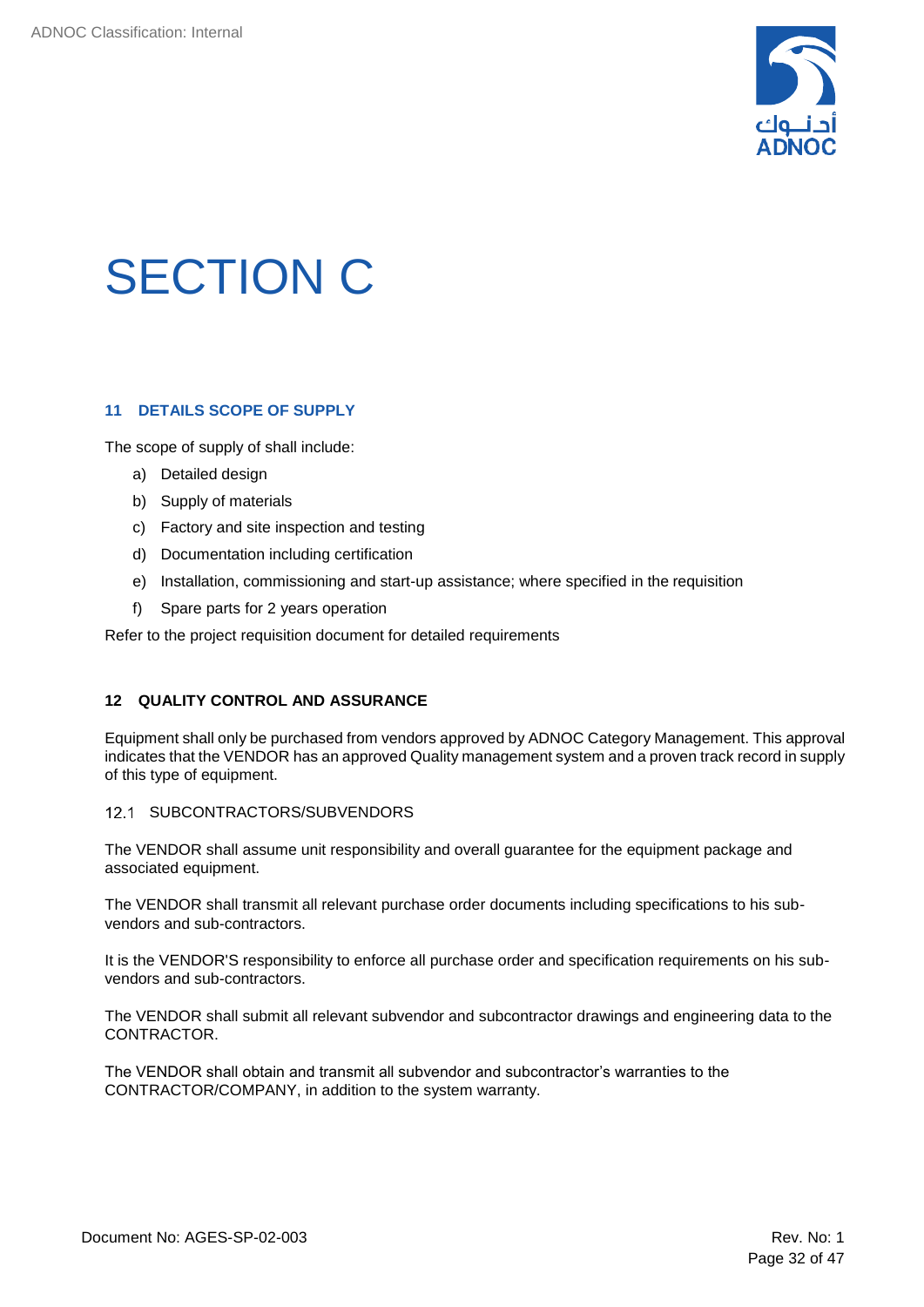# SECTION C

## 11 DETAILS SCOPE OF SUPPLY

The scope of supply of shall include:

a) Detailed design
b) Supply of materials
c) Factory and site inspection and testing
d) Documentation including certification
e) Installation, commissioning and start-up assistance; where specified in the requisition
f) Spare parts for 2 years operation

Refer to the project requisition document for detailed requirements

## 12 QUALITY CONTROL AND ASSURANCE

Equipment shall only be purchased from vendors approved by ADNOC Category Management. This approval indicates that the VENDOR has an approved Quality management system and a proven track record in supply of this type of equipment.

### 12.1 SUBCONTRACTORS/SUBVENDORS

The VENDOR shall assume unit responsibility and overall guarantee for the equipment package and associated equipment.

The VENDOR shall transmit all relevant purchase order documents including specifications to his sub-vendors and sub-contractors.

It is the VENDOR'S responsibility to enforce all purchase order and specification requirements on his sub-vendors and sub-contractors.

The VENDOR shall submit all relevant subvendor and subcontractor drawings and engineering data to the CONTRACTOR.

The VENDOR shall obtain and transmit all subvendor and subcontractor's warranties to the CONTRACTOR/COMPANY, in addition to the system warranty.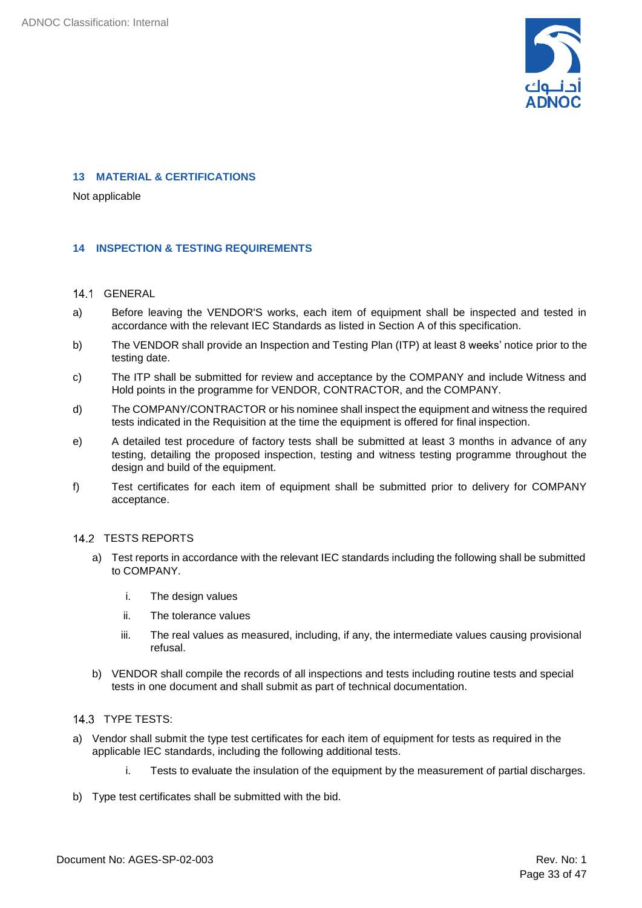## 13 MATERIAL & CERTIFICATIONS

Not applicable

## 14 INSPECTION & TESTING REQUIREMENTS

### 14.1 GENERAL

a) Before leaving the VENDOR'S works, each item of equipment shall be inspected and tested in accordance with the relevant IEC Standards as listed in Section A of this specification.

b) The VENDOR shall provide an Inspection and Testing Plan (ITP) at least 8 weeks' notice prior to the testing date.

c) The ITP shall be submitted for review and acceptance by the COMPANY and include Witness and Hold points in the programme for VENDOR, CONTRACTOR, and the COMPANY.

d) The COMPANY/CONTRACTOR or his nominee shall inspect the equipment and witness the required tests indicated in the Requisition at the time the equipment is offered for final inspection.

e) A detailed test procedure of factory tests shall be submitted at least 3 months in advance of any testing, detailing the proposed inspection, testing and witness testing programme throughout the design and build of the equipment.

f) Test certificates for each item of equipment shall be submitted prior to delivery for COMPANY acceptance.

### 14.2 TESTS REPORTS

a) Test reports in accordance with the relevant IEC standards including the following shall be submitted to COMPANY.

   i. The design values

   ii. The tolerance values

   iii. The real values as measured, including, if any, the intermediate values causing provisional refusal.

b) VENDOR shall compile the records of all inspections and tests including routine tests and special tests in one document and shall submit as part of technical documentation.

### 14.3 TYPE TESTS:

a) Vendor shall submit the type test certificates for each item of equipment for tests as required in the applicable IEC standards, including the following additional tests.

   i. Tests to evaluate the insulation of the equipment by the measurement of partial discharges.

b) Type test certificates shall be submitted with the bid.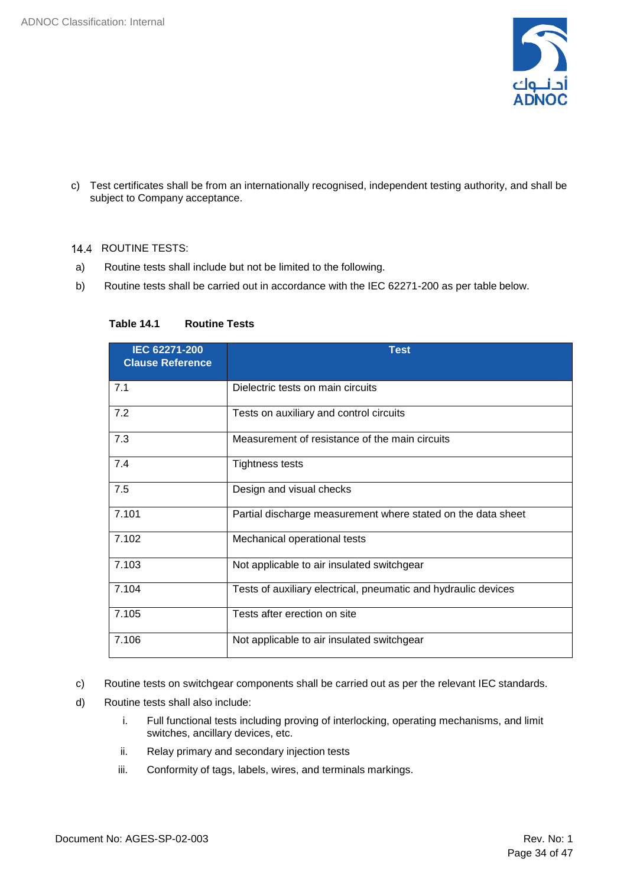c) Test certificates shall be from an internationally recognised, independent testing authority, and shall be subject to Company acceptance.

## 14.4 ROUTINE TESTS:

a) Routine tests shall include but not be limited to the following.

b) Routine tests shall be carried out in accordance with the IEC 62271-200 as per table below.

**Table 14.1 Routine Tests**

| IEC 62271-200 Clause Reference | Test |
|---|---|
| 7.1 | Dielectric tests on main circuits |
| 7.2 | Tests on auxiliary and control circuits |
| 7.3 | Measurement of resistance of the main circuits |
| 7.4 | Tightness tests |
| 7.5 | Design and visual checks |
| 7.101 | Partial discharge measurement where stated on the data sheet |
| 7.102 | Mechanical operational tests |
| 7.103 | Not applicable to air insulated switchgear |
| 7.104 | Tests of auxiliary electrical, pneumatic and hydraulic devices |
| 7.105 | Tests after erection on site |
| 7.106 | Not applicable to air insulated switchgear |

c) Routine tests on switchgear components shall be carried out as per the relevant IEC standards.

d) Routine tests shall also include:

i. Full functional tests including proving of interlocking, operating mechanisms, and limit switches, ancillary devices, etc.

ii. Relay primary and secondary injection tests

iii. Conformity of tags, labels, wires, and terminals markings.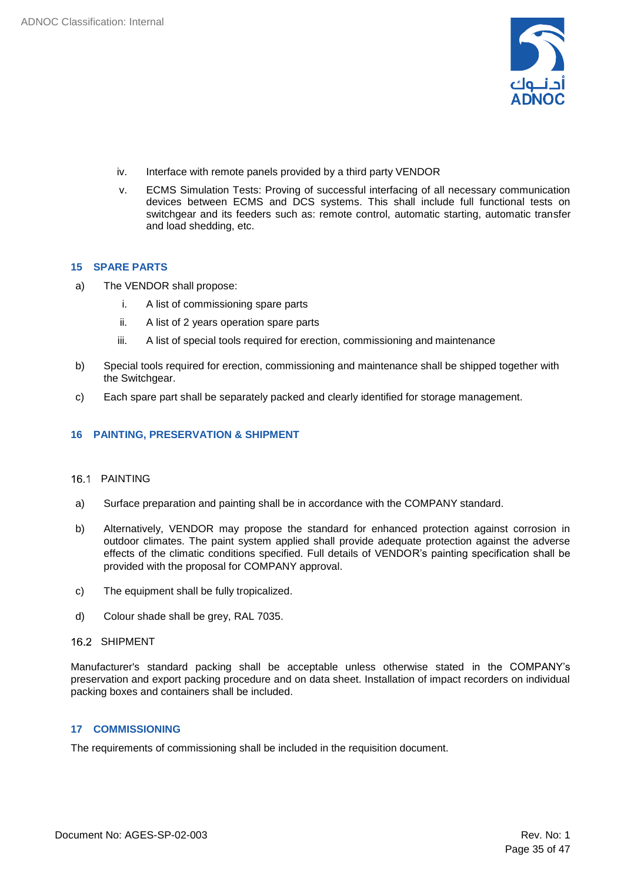iv. Interface with remote panels provided by a third party VENDOR

v. ECMS Simulation Tests: Proving of successful interfacing of all necessary communication devices between ECMS and DCS systems. This shall include full functional tests on switchgear and its feeders such as: remote control, automatic starting, automatic transfer and load shedding, etc.

## 15 SPARE PARTS

a) The VENDOR shall propose:

   i. A list of commissioning spare parts

   ii. A list of 2 years operation spare parts

   iii. A list of special tools required for erection, commissioning and maintenance

b) Special tools required for erection, commissioning and maintenance shall be shipped together with the Switchgear.

c) Each spare part shall be separately packed and clearly identified for storage management.

## 16 PAINTING, PRESERVATION & SHIPMENT

### 16.1 PAINTING

a) Surface preparation and painting shall be in accordance with the COMPANY standard.

b) Alternatively, VENDOR may propose the standard for enhanced protection against corrosion in outdoor climates. The paint system applied shall provide adequate protection against the adverse effects of the climatic conditions specified. Full details of VENDOR's painting specification shall be provided with the proposal for COMPANY approval.

c) The equipment shall be fully tropicalized.

d) Colour shade shall be grey, RAL 7035.

### 16.2 SHIPMENT

Manufacturer's standard packing shall be acceptable unless otherwise stated in the COMPANY's preservation and export packing procedure and on data sheet. Installation of impact recorders on individual packing boxes and containers shall be included.

## 17 COMMISSIONING

The requirements of commissioning shall be included in the requisition document.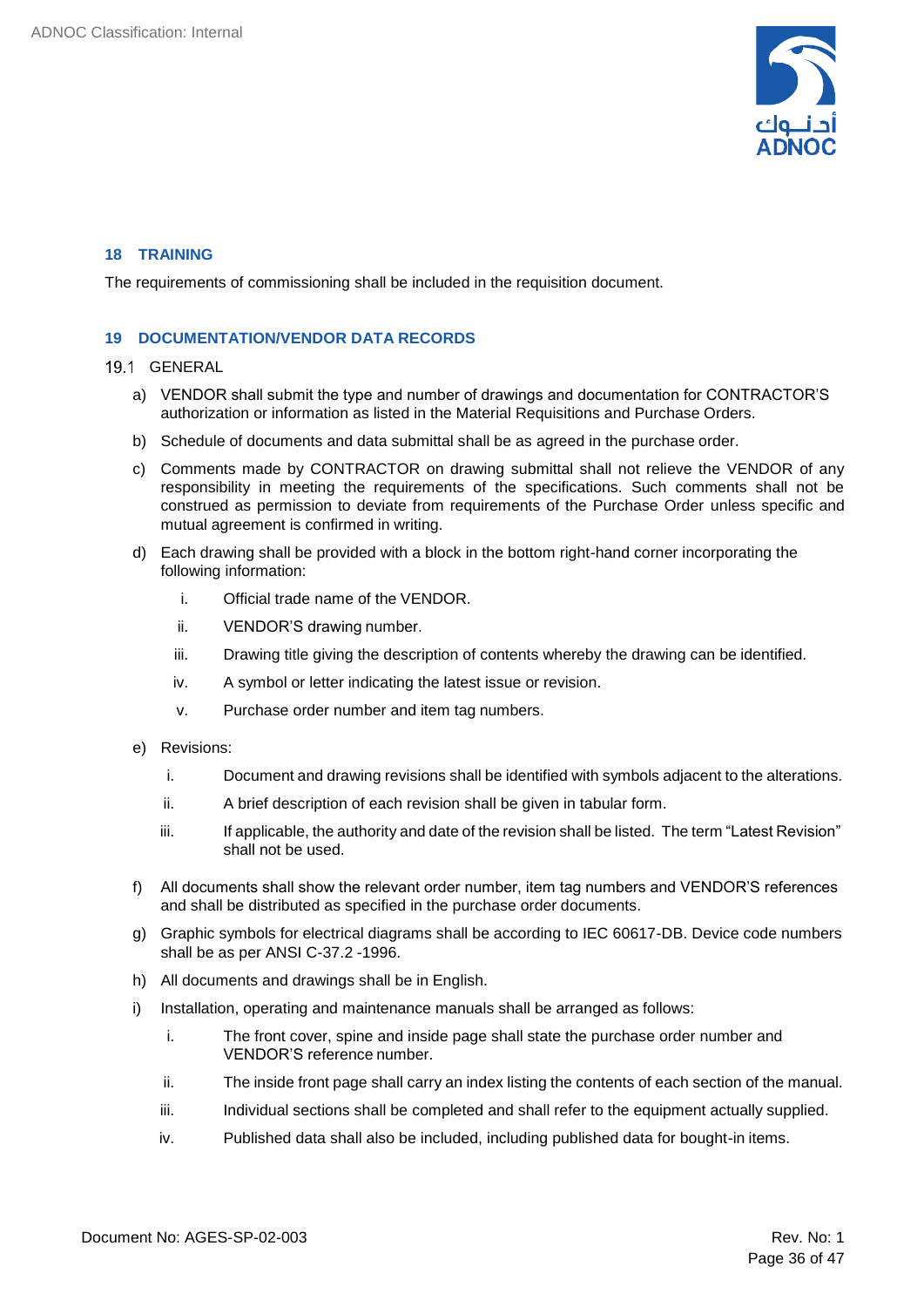## 18 TRAINING

The requirements of commissioning shall be included in the requisition document.

## 19 DOCUMENTATION/VENDOR DATA RECORDS

### 19.1 GENERAL

a) VENDOR shall submit the type and number of drawings and documentation for CONTRACTOR'S authorization or information as listed in the Material Requisitions and Purchase Orders.

b) Schedule of documents and data submittal shall be as agreed in the purchase order.

c) Comments made by CONTRACTOR on drawing submittal shall not relieve the VENDOR of any responsibility in meeting the requirements of the specifications. Such comments shall not be construed as permission to deviate from requirements of the Purchase Order unless specific and mutual agreement is confirmed in writing.

d) Each drawing shall be provided with a block in the bottom right-hand corner incorporating the following information:

   i. Official trade name of the VENDOR.

   ii. VENDOR'S drawing number.

   iii. Drawing title giving the description of contents whereby the drawing can be identified.

   iv. A symbol or letter indicating the latest issue or revision.

   v. Purchase order number and item tag numbers.

e) Revisions:

   i. Document and drawing revisions shall be identified with symbols adjacent to the alterations.

   ii. A brief description of each revision shall be given in tabular form.

   iii. If applicable, the authority and date of the revision shall be listed. The term "Latest Revision" shall not be used.

f) All documents shall show the relevant order number, item tag numbers and VENDOR'S references and shall be distributed as specified in the purchase order documents.

g) Graphic symbols for electrical diagrams shall be according to IEC 60617-DB. Device code numbers shall be as per ANSI C-37.2 -1996.

h) All documents and drawings shall be in English.

i) Installation, operating and maintenance manuals shall be arranged as follows:

   i. The front cover, spine and inside page shall state the purchase order number and VENDOR'S reference number.

   ii. The inside front page shall carry an index listing the contents of each section of the manual.

   iii. Individual sections shall be completed and shall refer to the equipment actually supplied.

   iv. Published data shall also be included, including published data for bought-in items.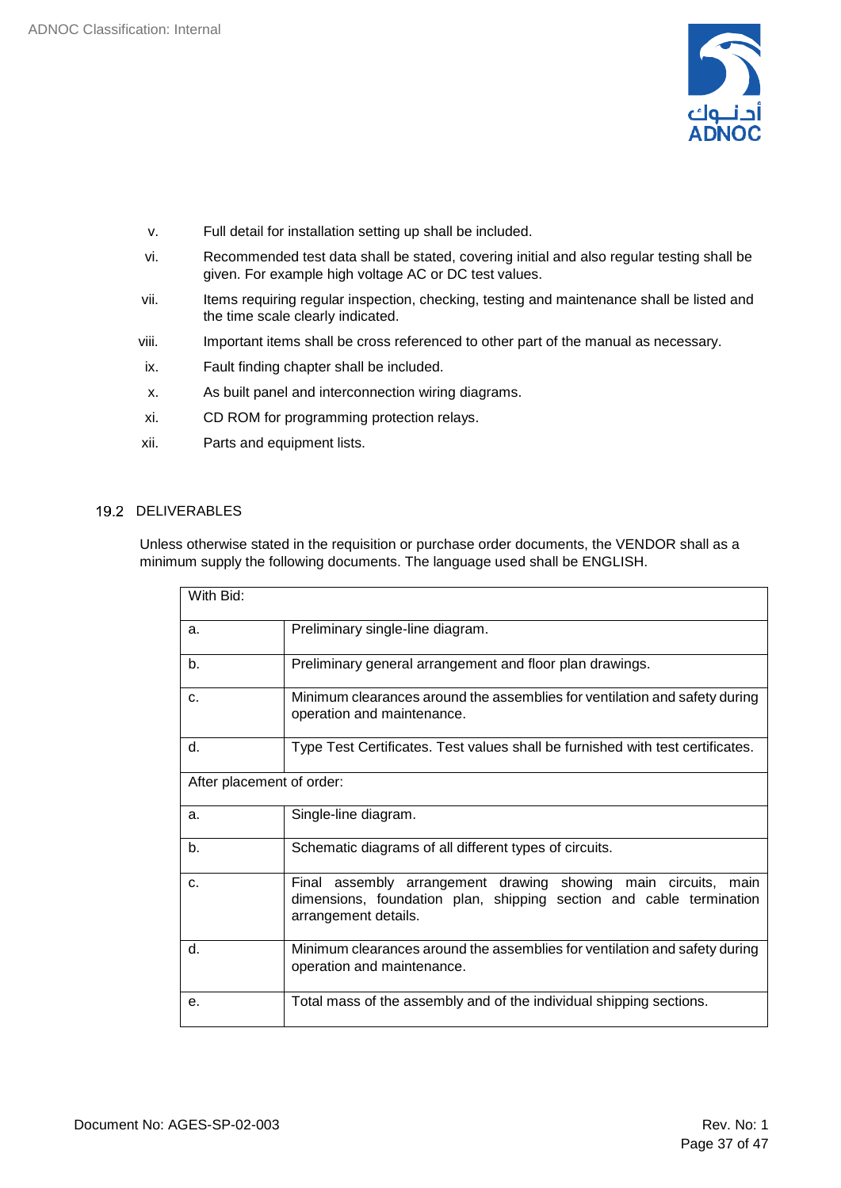v. Full detail for installation setting up shall be included.

vi. Recommended test data shall be stated, covering initial and also regular testing shall be given. For example high voltage AC or DC test values.

vii. Items requiring regular inspection, checking, testing and maintenance shall be listed and the time scale clearly indicated.

viii. Important items shall be cross referenced to other part of the manual as necessary.

ix. Fault finding chapter shall be included.

x. As built panel and interconnection wiring diagrams.

xi. CD ROM for programming protection relays.

xii. Parts and equipment lists.

## 19.2 DELIVERABLES

Unless otherwise stated in the requisition or purchase order documents, the VENDOR shall as a minimum supply the following documents. The language used shall be ENGLISH.

| With Bid: | |
|---|---|
| a. | Preliminary single-line diagram. |
| b. | Preliminary general arrangement and floor plan drawings. |
| c. | Minimum clearances around the assemblies for ventilation and safety during operation and maintenance. |
| d. | Type Test Certificates. Test values shall be furnished with test certificates. |
| After placement of order: | |
| a. | Single-line diagram. |
| b. | Schematic diagrams of all different types of circuits. |
| c. | Final assembly arrangement drawing showing main circuits, main dimensions, foundation plan, shipping section and cable termination arrangement details. |
| d. | Minimum clearances around the assemblies for ventilation and safety during operation and maintenance. |
| e. | Total mass of the assembly and of the individual shipping sections. |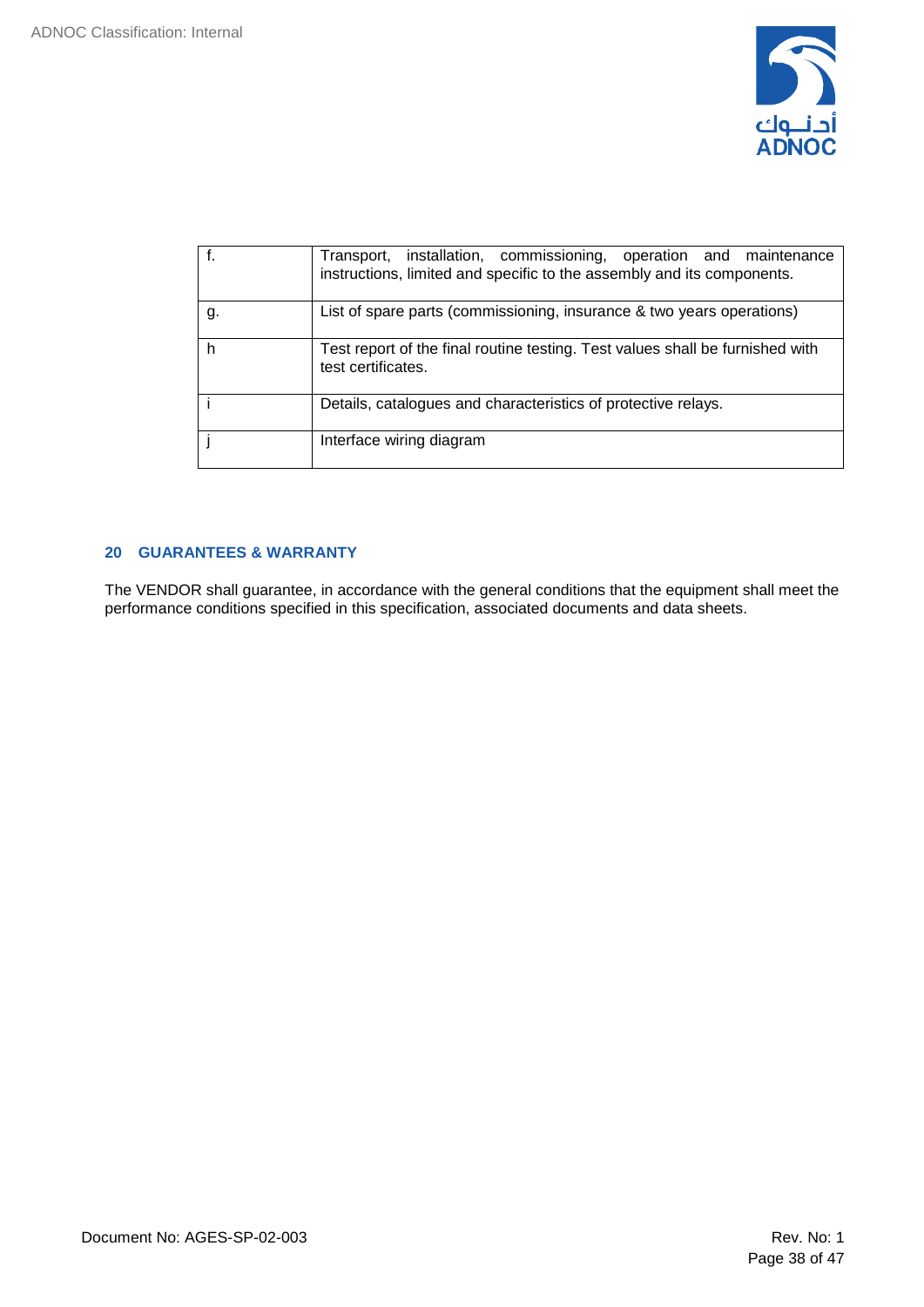| | |
|---|---|
| f. | Transport, installation, commissioning, operation and maintenance instructions, limited and specific to the assembly and its components. |
| g. | List of spare parts (commissioning, insurance & two years operations) |
| h | Test report of the final routine testing. Test values shall be furnished with test certificates. |
| i | Details, catalogues and characteristics of protective relays. |
| j | Interface wiring diagram |

## 20 GUARANTEES & WARRANTY

The VENDOR shall guarantee, in accordance with the general conditions that the equipment shall meet the performance conditions specified in this specification, associated documents and data sheets.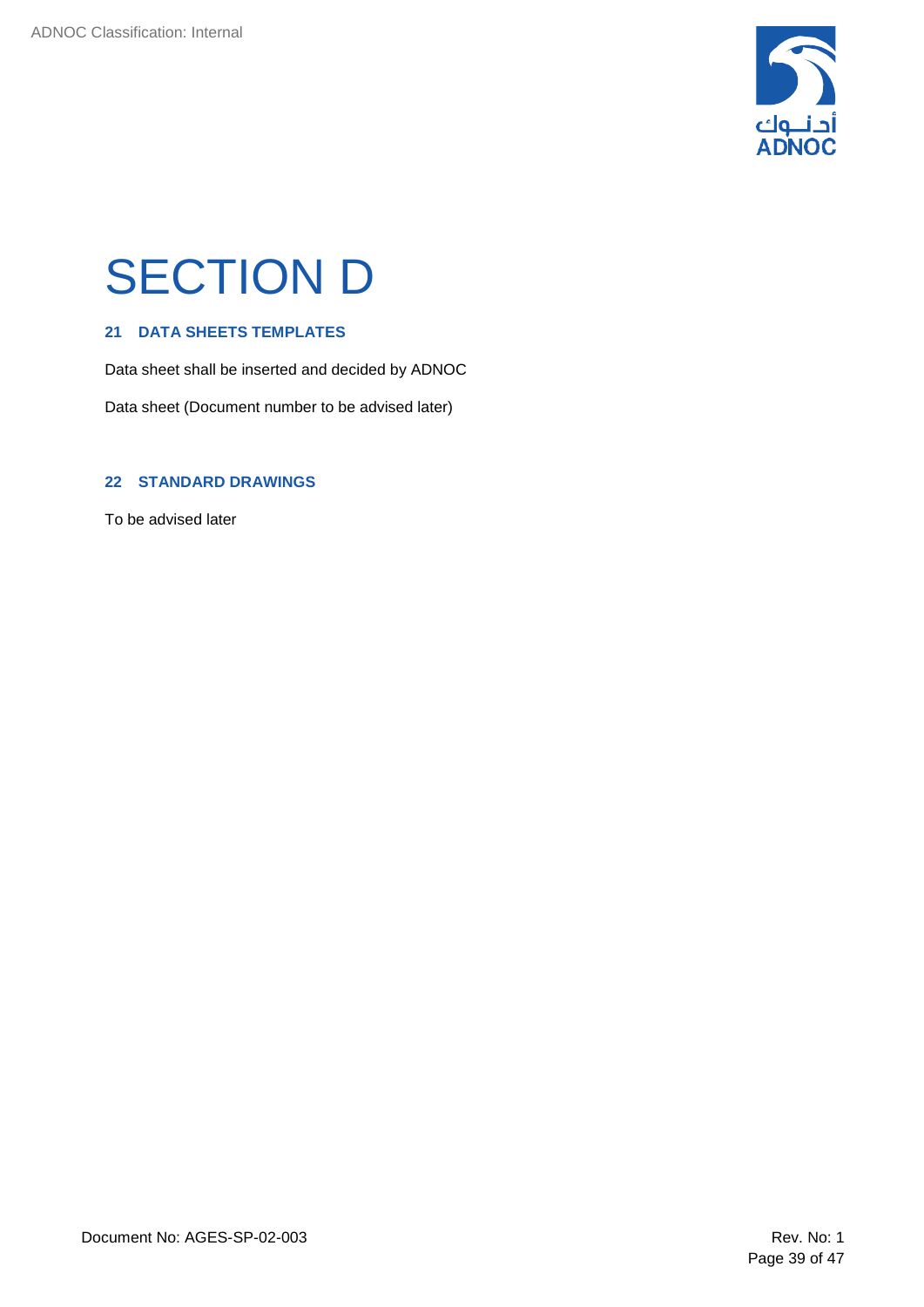# SECTION D

## 21 DATA SHEETS TEMPLATES

Data sheet shall be inserted and decided by ADNOC

Data sheet (Document number to be advised later)

## 22 STANDARD DRAWINGS

To be advised later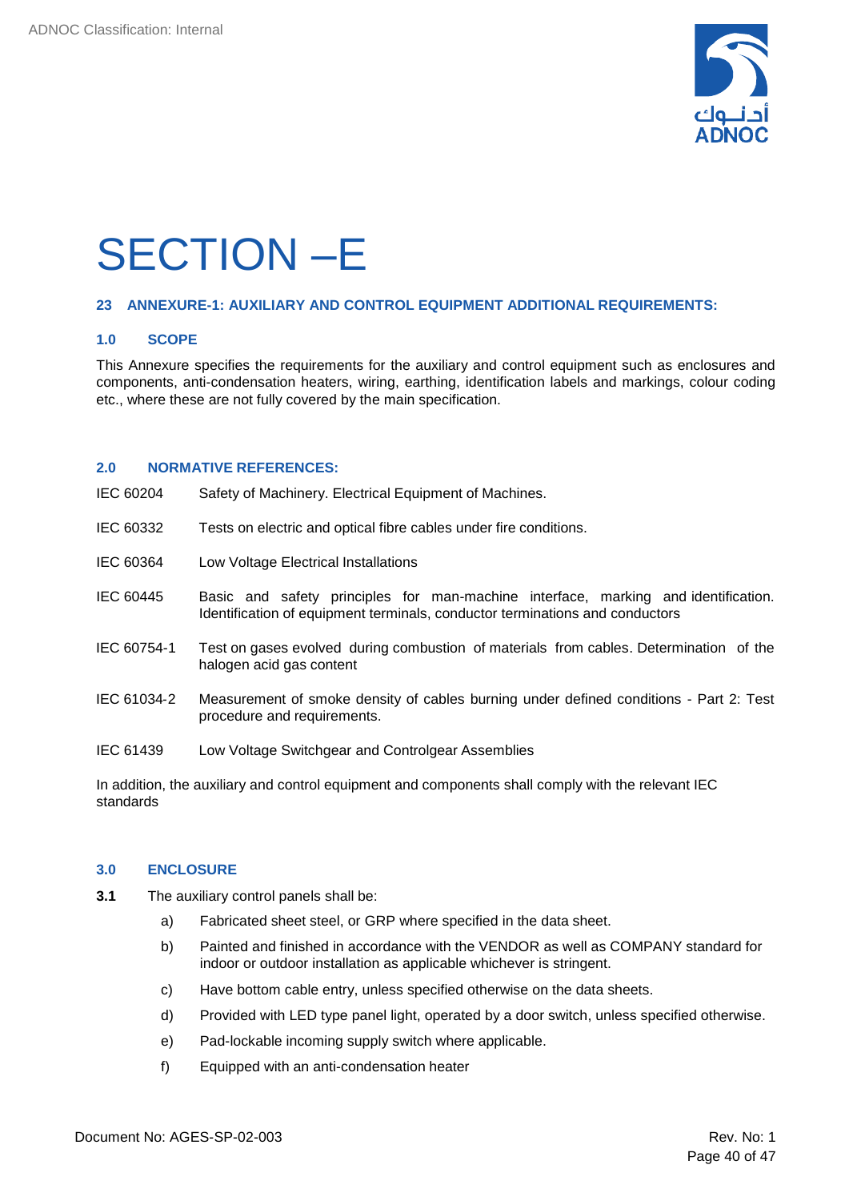# SECTION –E

## 23 ANNEXURE-1: AUXILIARY AND CONTROL EQUIPMENT ADDITIONAL REQUIREMENTS:

### 1.0 SCOPE

This Annexure specifies the requirements for the auxiliary and control equipment such as enclosures and components, anti-condensation heaters, wiring, earthing, identification labels and markings, colour coding etc., where these are not fully covered by the main specification.

### 2.0 NORMATIVE REFERENCES:

| | |
|---|---|
| IEC 60204 | Safety of Machinery. Electrical Equipment of Machines. |
| IEC 60332 | Tests on electric and optical fibre cables under fire conditions. |
| IEC 60364 | Low Voltage Electrical Installations |
| IEC 60445 | Basic and safety principles for man-machine interface, marking and identification. Identification of equipment terminals, conductor terminations and conductors |
| IEC 60754-1 | Test on gases evolved during combustion of materials from cables. Determination of the halogen acid gas content |
| IEC 61034-2 | Measurement of smoke density of cables burning under defined conditions - Part 2: Test procedure and requirements. |
| IEC 61439 | Low Voltage Switchgear and Controlgear Assemblies |

In addition, the auxiliary and control equipment and components shall comply with the relevant IEC standards

### 3.0 ENCLOSURE

**3.1** The auxiliary control panels shall be:

a) Fabricated sheet steel, or GRP where specified in the data sheet.

b) Painted and finished in accordance with the VENDOR as well as COMPANY standard for indoor or outdoor installation as applicable whichever is stringent.

c) Have bottom cable entry, unless specified otherwise on the data sheets.

d) Provided with LED type panel light, operated by a door switch, unless specified otherwise.

e) Pad-lockable incoming supply switch where applicable.

f) Equipped with an anti-condensation heater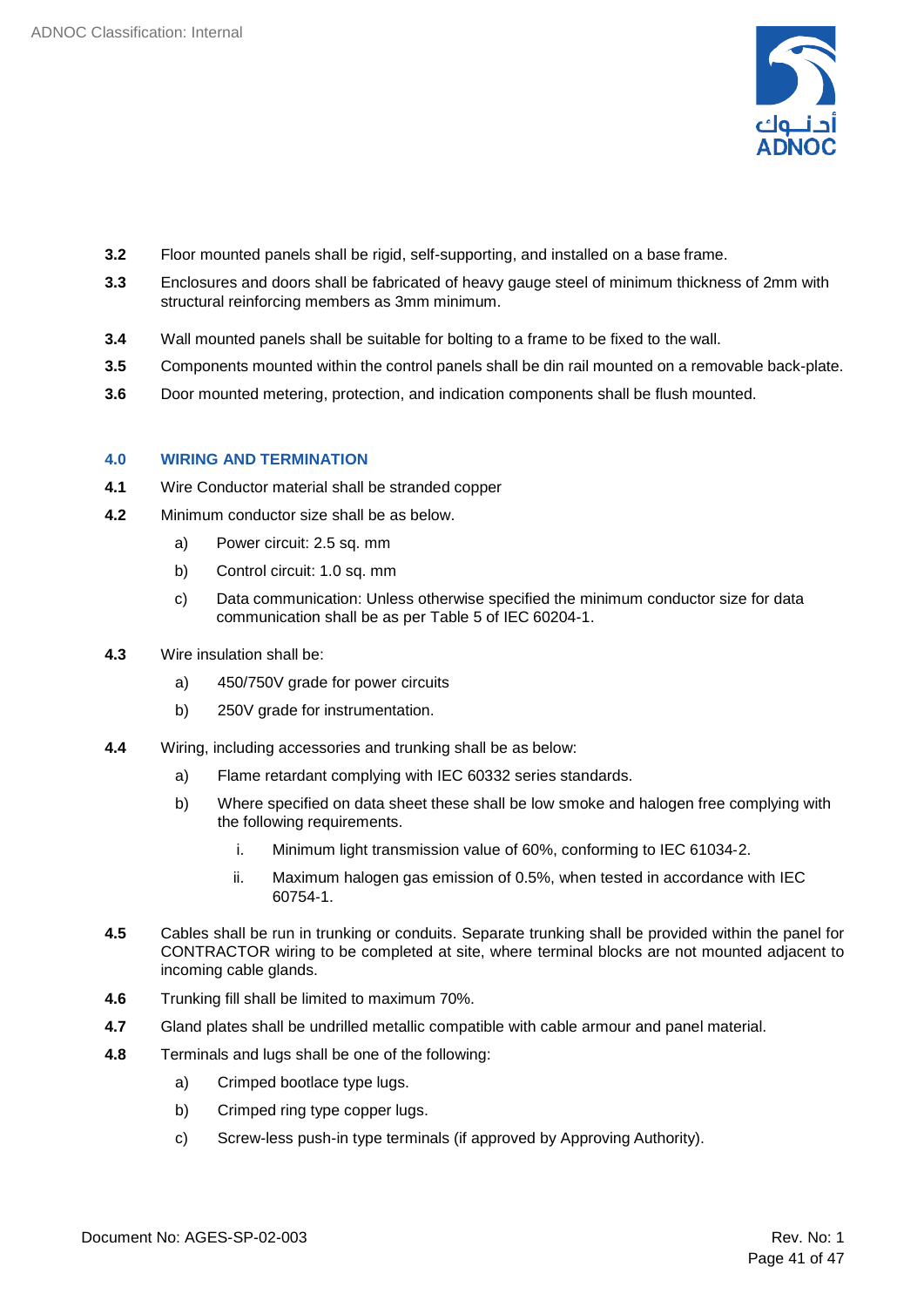**3.2** Floor mounted panels shall be rigid, self-supporting, and installed on a base frame.

**3.3** Enclosures and doors shall be fabricated of heavy gauge steel of minimum thickness of 2mm with structural reinforcing members as 3mm minimum.

**3.4** Wall mounted panels shall be suitable for bolting to a frame to be fixed to the wall.

**3.5** Components mounted within the control panels shall be din rail mounted on a removable back-plate.

**3.6** Door mounted metering, protection, and indication components shall be flush mounted.

## 4.0 WIRING AND TERMINATION

**4.1** Wire Conductor material shall be stranded copper

**4.2** Minimum conductor size shall be as below.

a) Power circuit: 2.5 sq. mm

b) Control circuit: 1.0 sq. mm

c) Data communication: Unless otherwise specified the minimum conductor size for data communication shall be as per Table 5 of IEC 60204-1.

**4.3** Wire insulation shall be:

a) 450/750V grade for power circuits

b) 250V grade for instrumentation.

**4.4** Wiring, including accessories and trunking shall be as below:

a) Flame retardant complying with IEC 60332 series standards.

b) Where specified on data sheet these shall be low smoke and halogen free complying with the following requirements.

i. Minimum light transmission value of 60%, conforming to IEC 61034-2.

ii. Maximum halogen gas emission of 0.5%, when tested in accordance with IEC 60754-1.

**4.5** Cables shall be run in trunking or conduits. Separate trunking shall be provided within the panel for CONTRACTOR wiring to be completed at site, where terminal blocks are not mounted adjacent to incoming cable glands.

**4.6** Trunking fill shall be limited to maximum 70%.

**4.7** Gland plates shall be undrilled metallic compatible with cable armour and panel material.

**4.8** Terminals and lugs shall be one of the following:

a) Crimped bootlace type lugs.

b) Crimped ring type copper lugs.

c) Screw-less push-in type terminals (if approved by Approving Authority).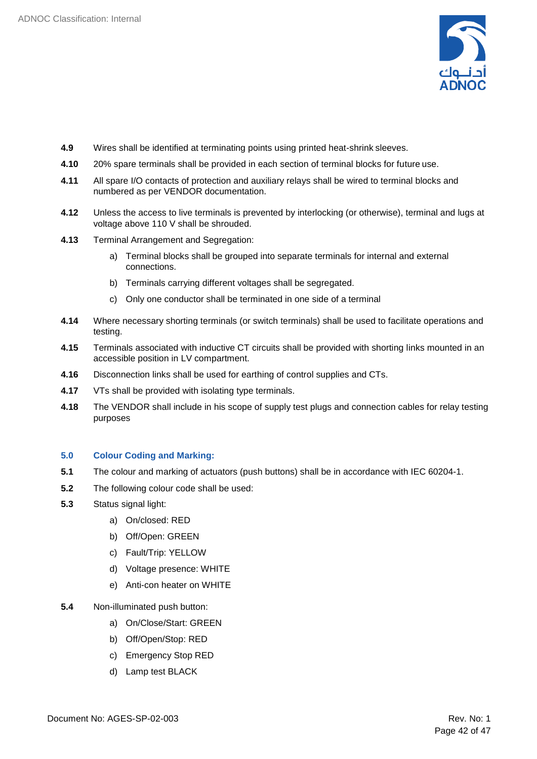**4.9** Wires shall be identified at terminating points using printed heat-shrink sleeves.

**4.10** 20% spare terminals shall be provided in each section of terminal blocks for future use.

**4.11** All spare I/O contacts of protection and auxiliary relays shall be wired to terminal blocks and numbered as per VENDOR documentation.

**4.12** Unless the access to live terminals is prevented by interlocking (or otherwise), terminal and lugs at voltage above 110 V shall be shrouded.

**4.13** Terminal Arrangement and Segregation:

a) Terminal blocks shall be grouped into separate terminals for internal and external connections.

b) Terminals carrying different voltages shall be segregated.

c) Only one conductor shall be terminated in one side of a terminal

**4.14** Where necessary shorting terminals (or switch terminals) shall be used to facilitate operations and testing.

**4.15** Terminals associated with inductive CT circuits shall be provided with shorting links mounted in an accessible position in LV compartment.

**4.16** Disconnection links shall be used for earthing of control supplies and CTs.

**4.17** VTs shall be provided with isolating type terminals.

**4.18** The VENDOR shall include in his scope of supply test plugs and connection cables for relay testing purposes

## 5.0 Colour Coding and Marking:

**5.1** The colour and marking of actuators (push buttons) shall be in accordance with IEC 60204-1.

**5.2** The following colour code shall be used:

**5.3** Status signal light:

a) On/closed: RED

b) Off/Open: GREEN

c) Fault/Trip: YELLOW

d) Voltage presence: WHITE

e) Anti-con heater on WHITE

**5.4** Non-illuminated push button:

a) On/Close/Start: GREEN

b) Off/Open/Stop: RED

c) Emergency Stop RED

d) Lamp test BLACK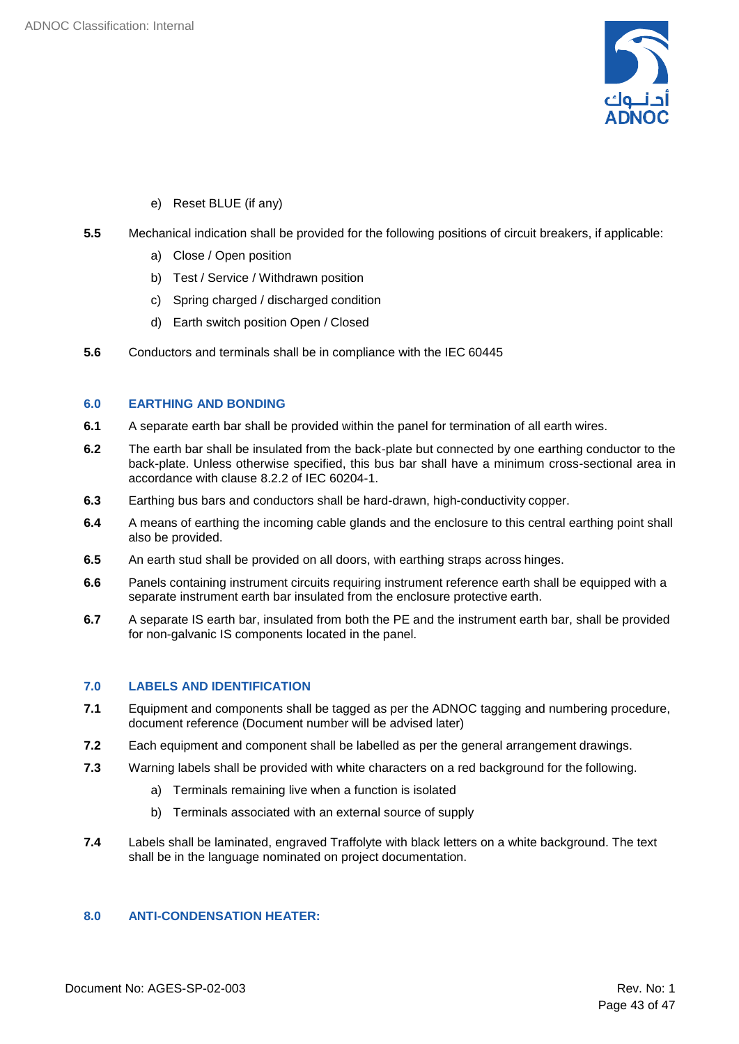e) Reset BLUE (if any)

**5.5** Mechanical indication shall be provided for the following positions of circuit breakers, if applicable:

a) Close / Open position

b) Test / Service / Withdrawn position

c) Spring charged / discharged condition

d) Earth switch position Open / Closed

**5.6** Conductors and terminals shall be in compliance with the IEC 60445

## 6.0 EARTHING AND BONDING

**6.1** A separate earth bar shall be provided within the panel for termination of all earth wires.

**6.2** The earth bar shall be insulated from the back-plate but connected by one earthing conductor to the back-plate. Unless otherwise specified, this bus bar shall have a minimum cross-sectional area in accordance with clause 8.2.2 of IEC 60204-1.

**6.3** Earthing bus bars and conductors shall be hard-drawn, high-conductivity copper.

**6.4** A means of earthing the incoming cable glands and the enclosure to this central earthing point shall also be provided.

**6.5** An earth stud shall be provided on all doors, with earthing straps across hinges.

**6.6** Panels containing instrument circuits requiring instrument reference earth shall be equipped with a separate instrument earth bar insulated from the enclosure protective earth.

**6.7** A separate IS earth bar, insulated from both the PE and the instrument earth bar, shall be provided for non-galvanic IS components located in the panel.

## 7.0 LABELS AND IDENTIFICATION

**7.1** Equipment and components shall be tagged as per the ADNOC tagging and numbering procedure, document reference (Document number will be advised later)

**7.2** Each equipment and component shall be labelled as per the general arrangement drawings.

**7.3** Warning labels shall be provided with white characters on a red background for the following.

a) Terminals remaining live when a function is isolated

b) Terminals associated with an external source of supply

**7.4** Labels shall be laminated, engraved Traffolyte with black letters on a white background. The text shall be in the language nominated on project documentation.

## 8.0 ANTI-CONDENSATION HEATER: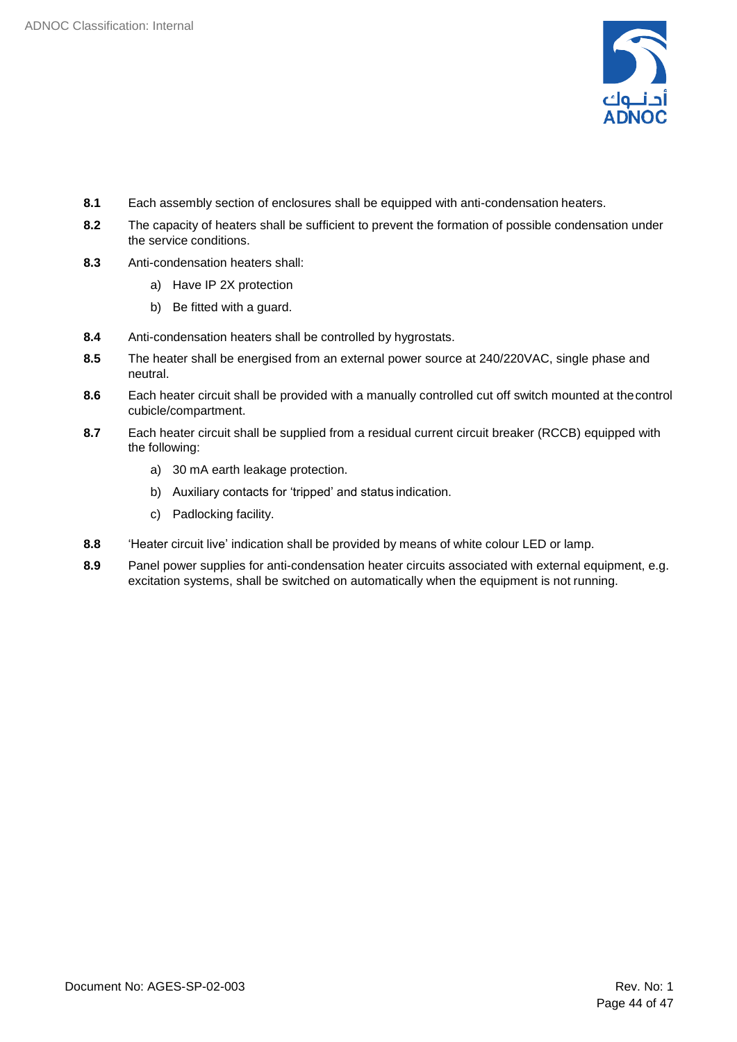**8.1** Each assembly section of enclosures shall be equipped with anti-condensation heaters.

**8.2** The capacity of heaters shall be sufficient to prevent the formation of possible condensation under the service conditions.

**8.3** Anti-condensation heaters shall:

a) Have IP 2X protection

b) Be fitted with a guard.

**8.4** Anti-condensation heaters shall be controlled by hygrostats.

**8.5** The heater shall be energised from an external power source at 240/220VAC, single phase and neutral.

**8.6** Each heater circuit shall be provided with a manually controlled cut off switch mounted at the control cubicle/compartment.

**8.7** Each heater circuit shall be supplied from a residual current circuit breaker (RCCB) equipped with the following:

a) 30 mA earth leakage protection.

b) Auxiliary contacts for 'tripped' and status indication.

c) Padlocking facility.

**8.8** 'Heater circuit live' indication shall be provided by means of white colour LED or lamp.

**8.9** Panel power supplies for anti-condensation heater circuits associated with external equipment, e.g. excitation systems, shall be switched on automatically when the equipment is not running.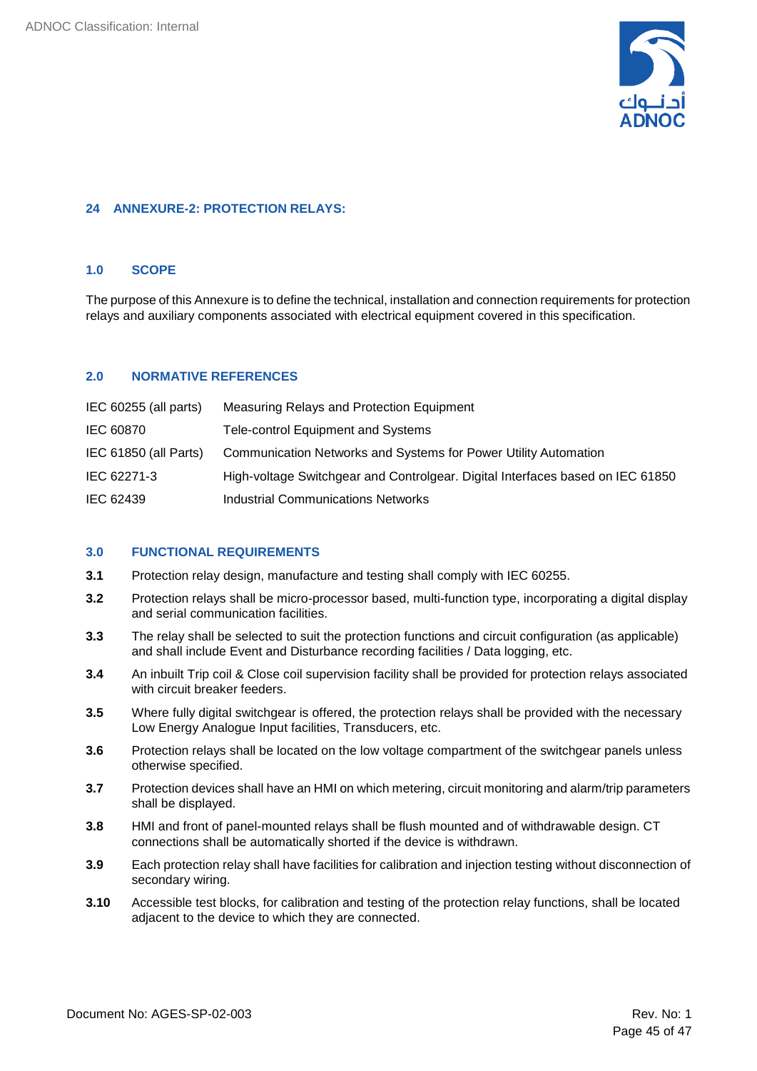## 24 ANNEXURE-2: PROTECTION RELAYS:

### 1.0 SCOPE

The purpose of this Annexure is to define the technical, installation and connection requirements for protection relays and auxiliary components associated with electrical equipment covered in this specification.

### 2.0 NORMATIVE REFERENCES

| | |
|---|---|
| IEC 60255 (all parts) | Measuring Relays and Protection Equipment |
| IEC 60870 | Tele-control Equipment and Systems |
| IEC 61850 (all Parts) | Communication Networks and Systems for Power Utility Automation |
| IEC 62271-3 | High-voltage Switchgear and Controlgear. Digital Interfaces based on IEC 61850 |
| IEC 62439 | Industrial Communications Networks |

### 3.0 FUNCTIONAL REQUIREMENTS

**3.1** Protection relay design, manufacture and testing shall comply with IEC 60255.

**3.2** Protection relays shall be micro-processor based, multi-function type, incorporating a digital display and serial communication facilities.

**3.3** The relay shall be selected to suit the protection functions and circuit configuration (as applicable) and shall include Event and Disturbance recording facilities / Data logging, etc.

**3.4** An inbuilt Trip coil & Close coil supervision facility shall be provided for protection relays associated with circuit breaker feeders.

**3.5** Where fully digital switchgear is offered, the protection relays shall be provided with the necessary Low Energy Analogue Input facilities, Transducers, etc.

**3.6** Protection relays shall be located on the low voltage compartment of the switchgear panels unless otherwise specified.

**3.7** Protection devices shall have an HMI on which metering, circuit monitoring and alarm/trip parameters shall be displayed.

**3.8** HMI and front of panel-mounted relays shall be flush mounted and of withdrawable design. CT connections shall be automatically shorted if the device is withdrawn.

**3.9** Each protection relay shall have facilities for calibration and injection testing without disconnection of secondary wiring.

**3.10** Accessible test blocks, for calibration and testing of the protection relay functions, shall be located adjacent to the device to which they are connected.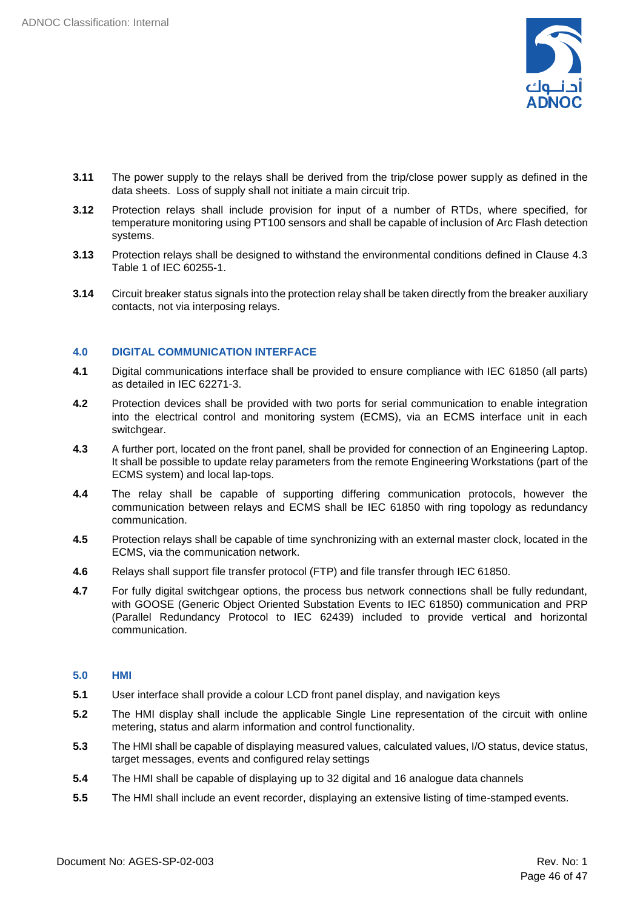**3.11** The power supply to the relays shall be derived from the trip/close power supply as defined in the data sheets. Loss of supply shall not initiate a main circuit trip.

**3.12** Protection relays shall include provision for input of a number of RTDs, where specified, for temperature monitoring using PT100 sensors and shall be capable of inclusion of Arc Flash detection systems.

**3.13** Protection relays shall be designed to withstand the environmental conditions defined in Clause 4.3 Table 1 of IEC 60255-1.

**3.14** Circuit breaker status signals into the protection relay shall be taken directly from the breaker auxiliary contacts, not via interposing relays.

## 4.0 DIGITAL COMMUNICATION INTERFACE

**4.1** Digital communications interface shall be provided to ensure compliance with IEC 61850 (all parts) as detailed in IEC 62271-3.

**4.2** Protection devices shall be provided with two ports for serial communication to enable integration into the electrical control and monitoring system (ECMS), via an ECMS interface unit in each switchgear.

**4.3** A further port, located on the front panel, shall be provided for connection of an Engineering Laptop. It shall be possible to update relay parameters from the remote Engineering Workstations (part of the ECMS system) and local lap-tops.

**4.4** The relay shall be capable of supporting differing communication protocols, however the communication between relays and ECMS shall be IEC 61850 with ring topology as redundancy communication.

**4.5** Protection relays shall be capable of time synchronizing with an external master clock, located in the ECMS, via the communication network.

**4.6** Relays shall support file transfer protocol (FTP) and file transfer through IEC 61850.

**4.7** For fully digital switchgear options, the process bus network connections shall be fully redundant, with GOOSE (Generic Object Oriented Substation Events to IEC 61850) communication and PRP (Parallel Redundancy Protocol to IEC 62439) included to provide vertical and horizontal communication.

## 5.0 HMI

**5.1** User interface shall provide a colour LCD front panel display, and navigation keys

**5.2** The HMI display shall include the applicable Single Line representation of the circuit with online metering, status and alarm information and control functionality.

**5.3** The HMI shall be capable of displaying measured values, calculated values, I/O status, device status, target messages, events and configured relay settings

**5.4** The HMI shall be capable of displaying up to 32 digital and 16 analogue data channels

**5.5** The HMI shall include an event recorder, displaying an extensive listing of time-stamped events.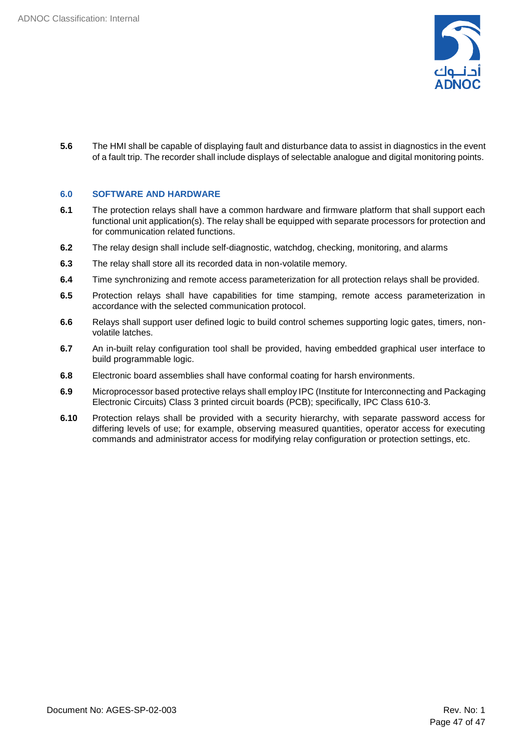**5.6** The HMI shall be capable of displaying fault and disturbance data to assist in diagnostics in the event of a fault trip. The recorder shall include displays of selectable analogue and digital monitoring points.

## 6.0 SOFTWARE AND HARDWARE

**6.1** The protection relays shall have a common hardware and firmware platform that shall support each functional unit application(s). The relay shall be equipped with separate processors for protection and for communication related functions.

**6.2** The relay design shall include self-diagnostic, watchdog, checking, monitoring, and alarms

**6.3** The relay shall store all its recorded data in non-volatile memory.

**6.4** Time synchronizing and remote access parameterization for all protection relays shall be provided.

**6.5** Protection relays shall have capabilities for time stamping, remote access parameterization in accordance with the selected communication protocol.

**6.6** Relays shall support user defined logic to build control schemes supporting logic gates, timers, non-volatile latches.

**6.7** An in-built relay configuration tool shall be provided, having embedded graphical user interface to build programmable logic.

**6.8** Electronic board assemblies shall have conformal coating for harsh environments.

**6.9** Microprocessor based protective relays shall employ IPC (Institute for Interconnecting and Packaging Electronic Circuits) Class 3 printed circuit boards (PCB); specifically, IPC Class 610-3.

**6.10** Protection relays shall be provided with a security hierarchy, with separate password access for differing levels of use; for example, observing measured quantities, operator access for executing commands and administrator access for modifying relay configuration or protection settings, etc.